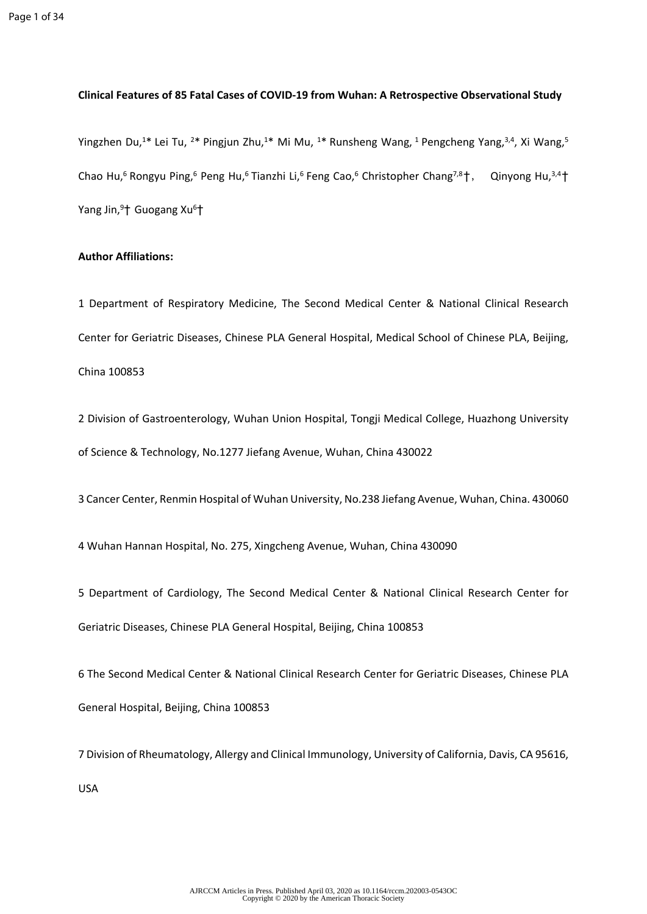**Clinical Features of 85 Fatal Cases of COVID-19 from Wuhan: A Retrospective Observational Study**

Yingzhen Du,[1]* Lei Tu, [2]* Pingjun Zhu,[1]* Mi Mu, [1]* Runsheng Wang, [1] Pengcheng Yang,[3,4], Xi Wang,[5] Chao Hu,[6] Rongyu Ping,[6] Peng Hu,[6] Tianzhi Li,[6] Feng Cao,[6] Christopher Chang[7,8]†, Qinyong Hu,[3,4]† Yang Jin,[9]† Guogang Xu[6]†

**Author Affiliations:**

1 Department of Respiratory Medicine, The Second Medical Center & National Clinical Research Center for Geriatric Diseases, Chinese PLA General Hospital, Medical School of Chinese PLA, Beijing, China 100853

2 Division of Gastroenterology, Wuhan Union Hospital, Tongji Medical College, Huazhong University of Science & Technology, No.1277 Jiefang Avenue, Wuhan, China 430022

3 Cancer Center, Renmin Hospital of Wuhan University, No.238 Jiefang Avenue, Wuhan, China. 430060

4 Wuhan Hannan Hospital, No. 275, Xingcheng Avenue, Wuhan, China 430090

5 Department of Cardiology, The Second Medical Center & National Clinical Research Center for Geriatric Diseases, Chinese PLA General Hospital, Beijing, China 100853

6 The Second Medical Center & National Clinical Research Center for Geriatric Diseases, Chinese PLA General Hospital, Beijing, China 100853

7 Division of Rheumatology, Allergy and Clinical Immunology, University of California, Davis, CA 95616, USA

AJRCCM Articles in Press. Published April 03, 2020 as 10.1164/rccm.202003-0543OC
Copyright © 2020 by the American Thoracic Society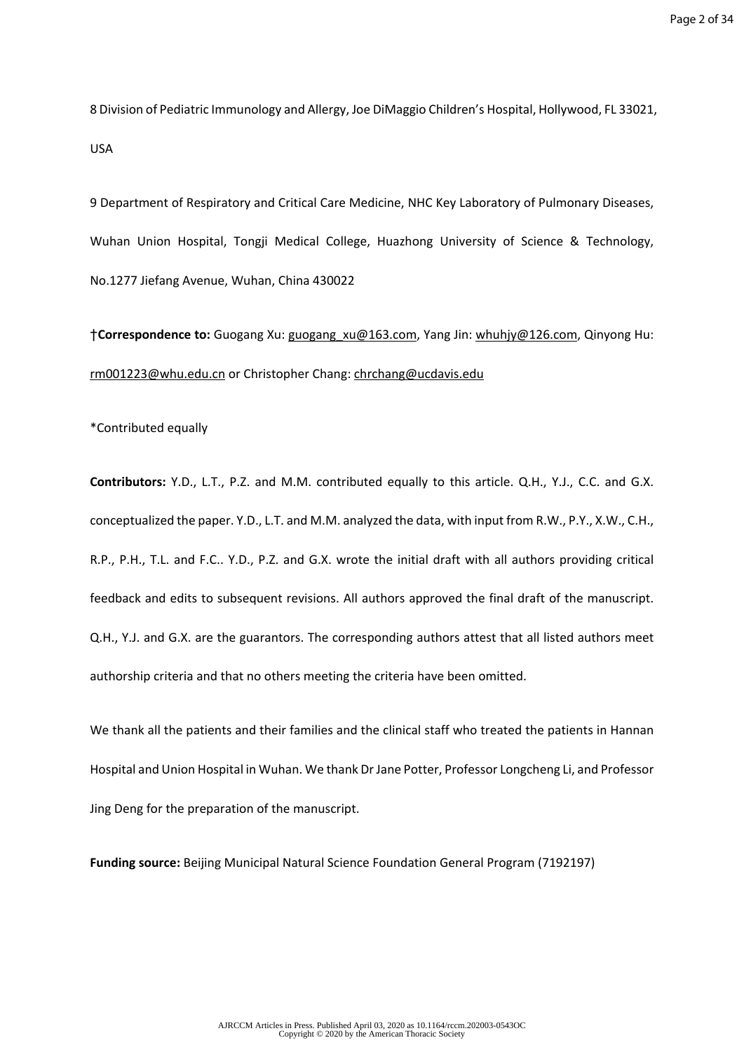8 Division of Pediatric Immunology and Allergy, Joe DiMaggio Children's Hospital, Hollywood, FL 33021, USA

9 Department of Respiratory and Critical Care Medicine, NHC Key Laboratory of Pulmonary Diseases, Wuhan Union Hospital, Tongji Medical College, Huazhong University of Science & Technology, No.1277 Jiefang Avenue, Wuhan, China 430022

†**Correspondence to:** Guogang Xu: guogang_xu@163.com, Yang Jin: whuhjy@126.com, Qinyong Hu: rm001223@whu.edu.cn or Christopher Chang: chrchang@ucdavis.edu

*Contributed equally

**Contributors:** Y.D., L.T., P.Z. and M.M. contributed equally to this article. Q.H., Y.J., C.C. and G.X. conceptualized the paper. Y.D., L.T. and M.M. analyzed the data, with input from R.W., P.Y., X.W., C.H., R.P., P.H., T.L. and F.C.. Y.D., P.Z. and G.X. wrote the initial draft with all authors providing critical feedback and edits to subsequent revisions. All authors approved the final draft of the manuscript. Q.H., Y.J. and G.X. are the guarantors. The corresponding authors attest that all listed authors meet authorship criteria and that no others meeting the criteria have been omitted.

We thank all the patients and their families and the clinical staff who treated the patients in Hannan Hospital and Union Hospital in Wuhan. We thank Dr Jane Potter, Professor Longcheng Li, and Professor Jing Deng for the preparation of the manuscript.

**Funding source:** Beijing Municipal Natural Science Foundation General Program (7192197)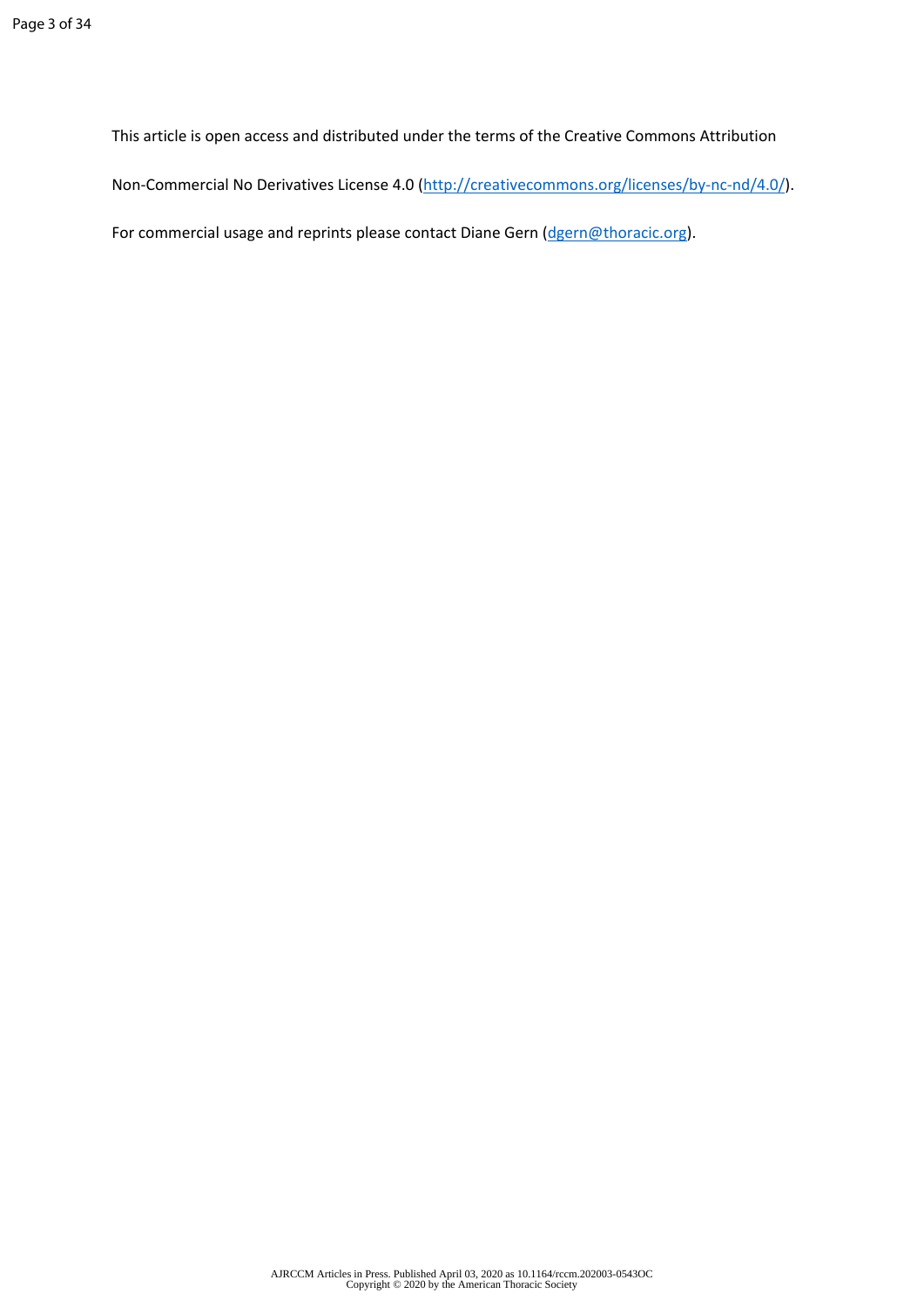This article is open access and distributed under the terms of the Creative Commons Attribution Non-Commercial No Derivatives License 4.0 (http://creativecommons.org/licenses/by-nc-nd/4.0/).

For commercial usage and reprints please contact Diane Gern (dgern@thoracic.org).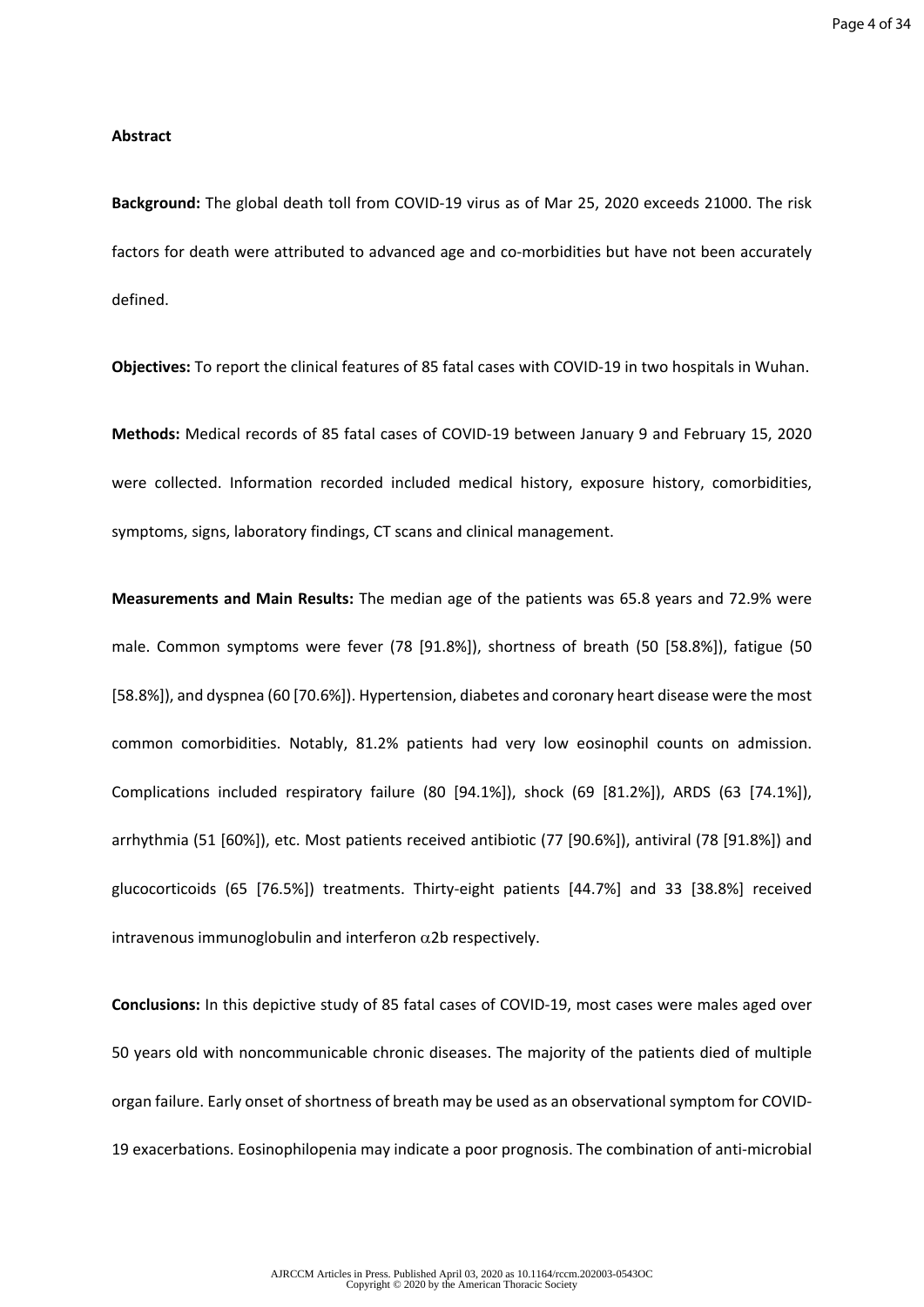**Abstract**

**Background:** The global death toll from COVID-19 virus as of Mar 25, 2020 exceeds 21000. The risk factors for death were attributed to advanced age and co-morbidities but have not been accurately defined.

**Objectives:** To report the clinical features of 85 fatal cases with COVID-19 in two hospitals in Wuhan.

**Methods:** Medical records of 85 fatal cases of COVID-19 between January 9 and February 15, 2020 were collected. Information recorded included medical history, exposure history, comorbidities, symptoms, signs, laboratory findings, CT scans and clinical management.

**Measurements and Main Results:** The median age of the patients was 65.8 years and 72.9% were male. Common symptoms were fever (78 [91.8%]), shortness of breath (50 [58.8%]), fatigue (50 [58.8%]), and dyspnea (60 [70.6%]). Hypertension, diabetes and coronary heart disease were the most common comorbidities. Notably, 81.2% patients had very low eosinophil counts on admission. Complications included respiratory failure (80 [94.1%]), shock (69 [81.2%]), ARDS (63 [74.1%]), arrhythmia (51 [60%]), etc. Most patients received antibiotic (77 [90.6%]), antiviral (78 [91.8%]) and glucocorticoids (65 [76.5%]) treatments. Thirty-eight patients [44.7%] and 33 [38.8%] received intravenous immunoglobulin and interferon $\alpha$2b respectively.

**Conclusions:** In this depictive study of 85 fatal cases of COVID-19, most cases were males aged over 50 years old with noncommunicable chronic diseases. The majority of the patients died of multiple organ failure. Early onset of shortness of breath may be used as an observational symptom for COVID-19 exacerbations. Eosinophilopenia may indicate a poor prognosis. The combination of anti-microbial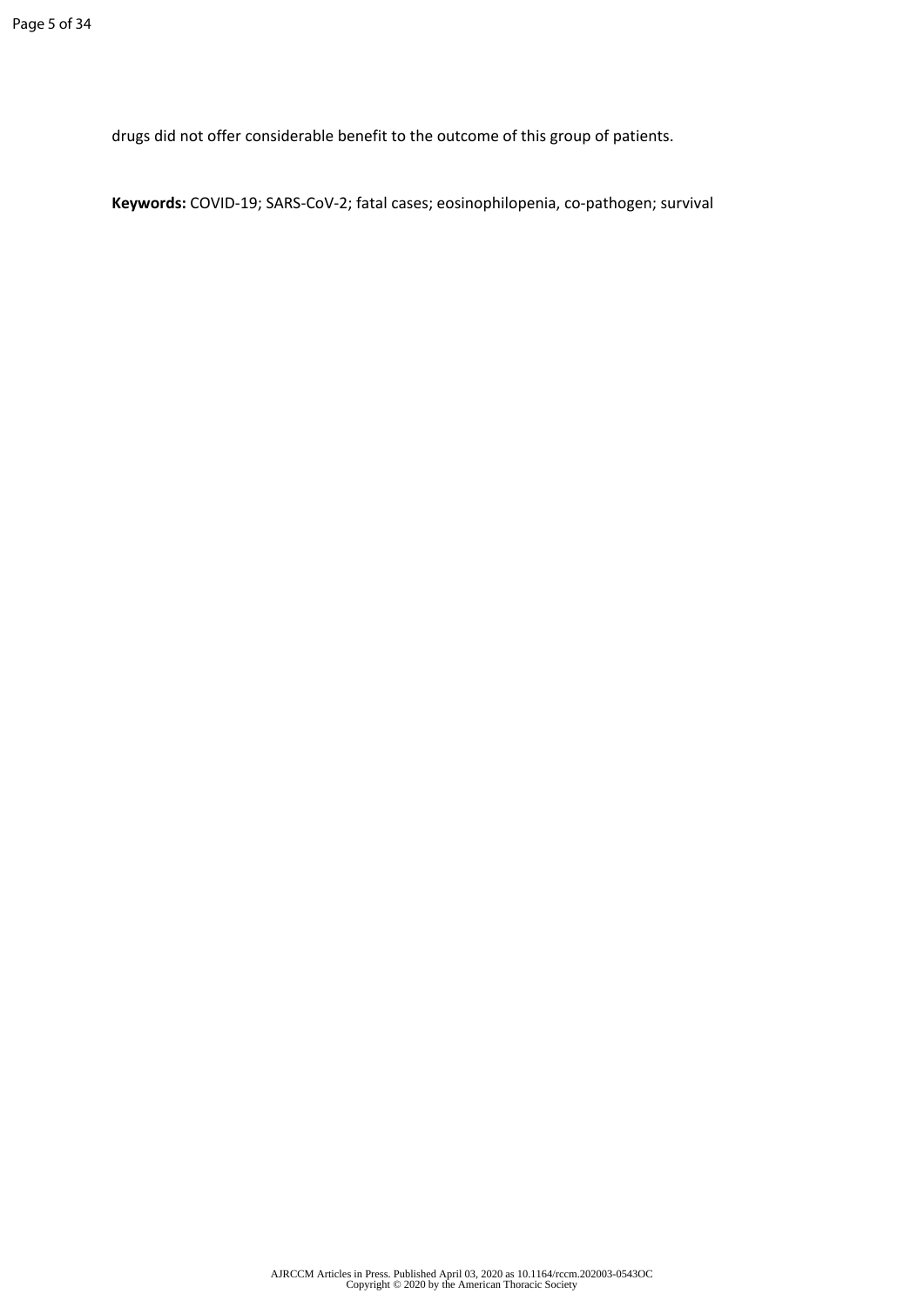drugs did not offer considerable benefit to the outcome of this group of patients.

**Keywords:** COVID-19; SARS-CoV-2; fatal cases; eosinophilopenia, co-pathogen; survival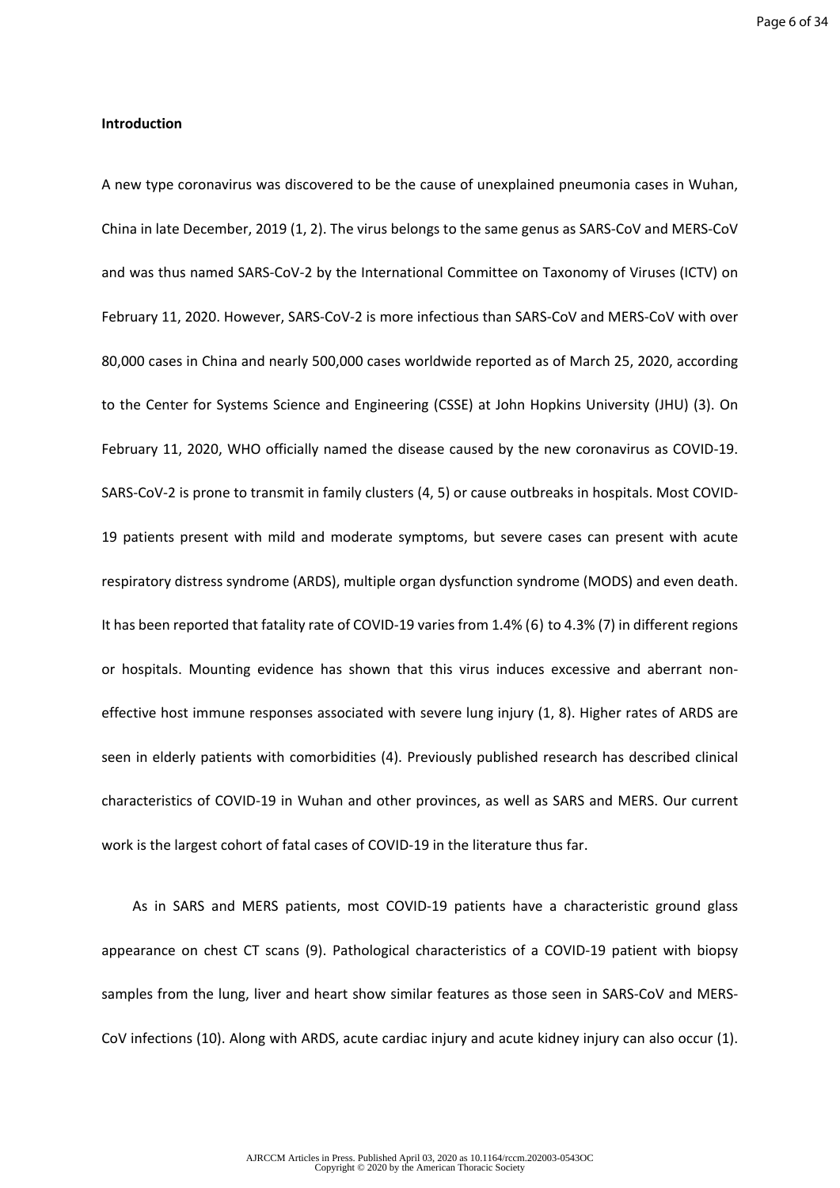## Introduction

A new type coronavirus was discovered to be the cause of unexplained pneumonia cases in Wuhan, China in late December, 2019 (1, 2). The virus belongs to the same genus as SARS-CoV and MERS-CoV and was thus named SARS-CoV-2 by the International Committee on Taxonomy of Viruses (ICTV) on February 11, 2020. However, SARS-CoV-2 is more infectious than SARS-CoV and MERS-CoV with over 80,000 cases in China and nearly 500,000 cases worldwide reported as of March 25, 2020, according to the Center for Systems Science and Engineering (CSSE) at John Hopkins University (JHU) (3). On February 11, 2020, WHO officially named the disease caused by the new coronavirus as COVID-19. SARS-CoV-2 is prone to transmit in family clusters (4, 5) or cause outbreaks in hospitals. Most COVID-19 patients present with mild and moderate symptoms, but severe cases can present with acute respiratory distress syndrome (ARDS), multiple organ dysfunction syndrome (MODS) and even death. It has been reported that fatality rate of COVID-19 varies from 1.4% (6) to 4.3% (7) in different regions or hospitals. Mounting evidence has shown that this virus induces excessive and aberrant non-effective host immune responses associated with severe lung injury (1, 8). Higher rates of ARDS are seen in elderly patients with comorbidities (4). Previously published research has described clinical characteristics of COVID-19 in Wuhan and other provinces, as well as SARS and MERS. Our current work is the largest cohort of fatal cases of COVID-19 in the literature thus far.

As in SARS and MERS patients, most COVID-19 patients have a characteristic ground glass appearance on chest CT scans (9). Pathological characteristics of a COVID-19 patient with biopsy samples from the lung, liver and heart show similar features as those seen in SARS-CoV and MERS-CoV infections (10). Along with ARDS, acute cardiac injury and acute kidney injury can also occur (1).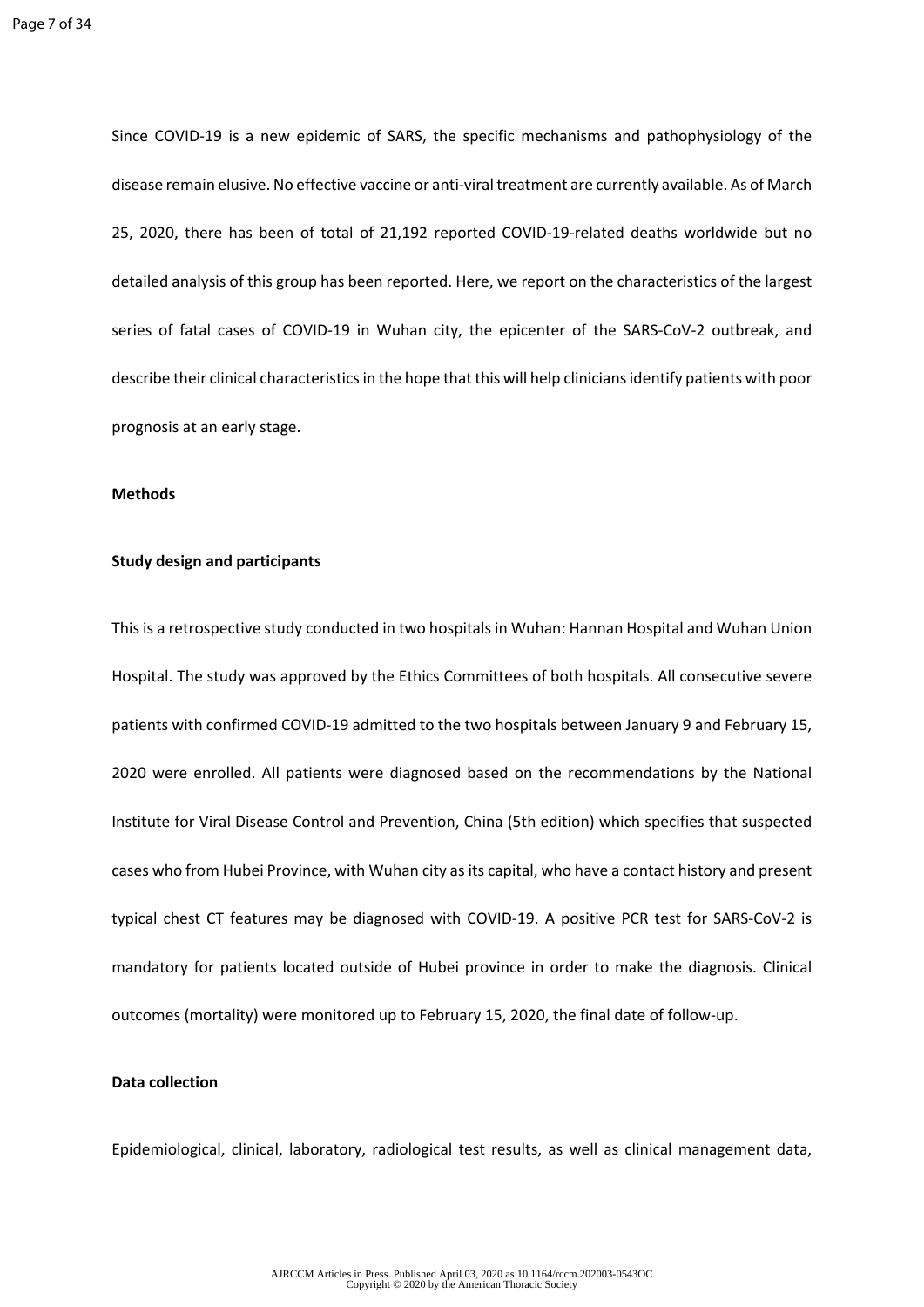Since COVID-19 is a new epidemic of SARS, the specific mechanisms and pathophysiology of the disease remain elusive. No effective vaccine or anti-viral treatment are currently available. As of March 25, 2020, there has been of total of 21,192 reported COVID-19-related deaths worldwide but no detailed analysis of this group has been reported. Here, we report on the characteristics of the largest series of fatal cases of COVID-19 in Wuhan city, the epicenter of the SARS-CoV-2 outbreak, and describe their clinical characteristics in the hope that this will help clinicians identify patients with poor prognosis at an early stage.

## Methods

### Study design and participants

This is a retrospective study conducted in two hospitals in Wuhan: Hannan Hospital and Wuhan Union Hospital. The study was approved by the Ethics Committees of both hospitals. All consecutive severe patients with confirmed COVID-19 admitted to the two hospitals between January 9 and February 15, 2020 were enrolled. All patients were diagnosed based on the recommendations by the National Institute for Viral Disease Control and Prevention, China (5th edition) which specifies that suspected cases who from Hubei Province, with Wuhan city as its capital, who have a contact history and present typical chest CT features may be diagnosed with COVID-19. A positive PCR test for SARS-CoV-2 is mandatory for patients located outside of Hubei province in order to make the diagnosis. Clinical outcomes (mortality) were monitored up to February 15, 2020, the final date of follow-up.

### Data collection

Epidemiological, clinical, laboratory, radiological test results, as well as clinical management data,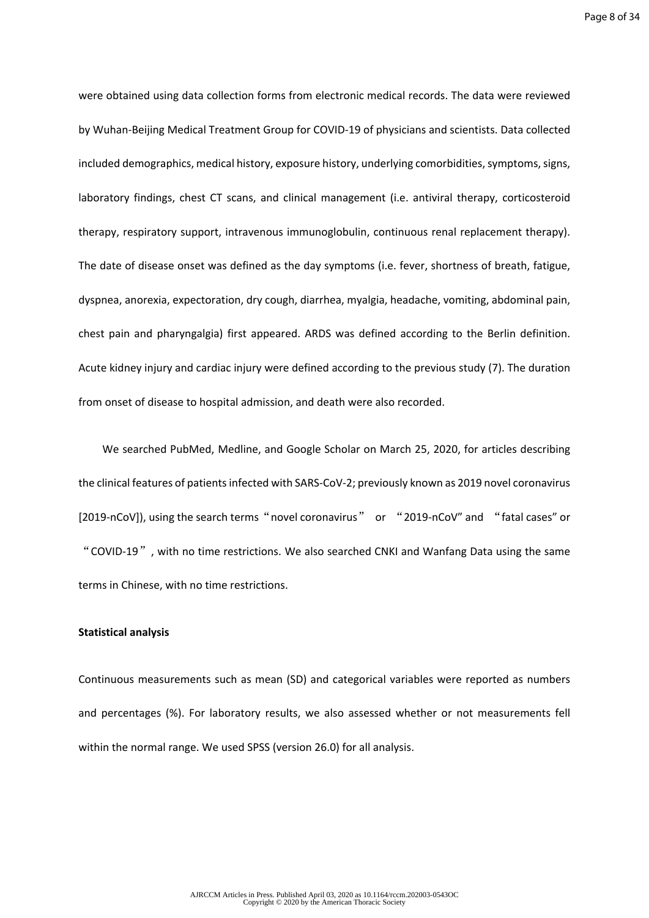were obtained using data collection forms from electronic medical records. The data were reviewed by Wuhan-Beijing Medical Treatment Group for COVID-19 of physicians and scientists. Data collected included demographics, medical history, exposure history, underlying comorbidities, symptoms, signs, laboratory findings, chest CT scans, and clinical management (i.e. antiviral therapy, corticosteroid therapy, respiratory support, intravenous immunoglobulin, continuous renal replacement therapy). The date of disease onset was defined as the day symptoms (i.e. fever, shortness of breath, fatigue, dyspnea, anorexia, expectoration, dry cough, diarrhea, myalgia, headache, vomiting, abdominal pain, chest pain and pharyngalgia) first appeared. ARDS was defined according to the Berlin definition. Acute kidney injury and cardiac injury were defined according to the previous study (7). The duration from onset of disease to hospital admission, and death were also recorded.

We searched PubMed, Medline, and Google Scholar on March 25, 2020, for articles describing the clinical features of patients infected with SARS-CoV-2; previously known as 2019 novel coronavirus [2019-nCoV]), using the search terms "novel coronavirus" or "2019-nCoV" and "fatal cases" or "COVID-19", with no time restrictions. We also searched CNKI and Wanfang Data using the same terms in Chinese, with no time restrictions.

**Statistical analysis**

Continuous measurements such as mean (SD) and categorical variables were reported as numbers and percentages (%). For laboratory results, we also assessed whether or not measurements fell within the normal range. We used SPSS (version 26.0) for all analysis.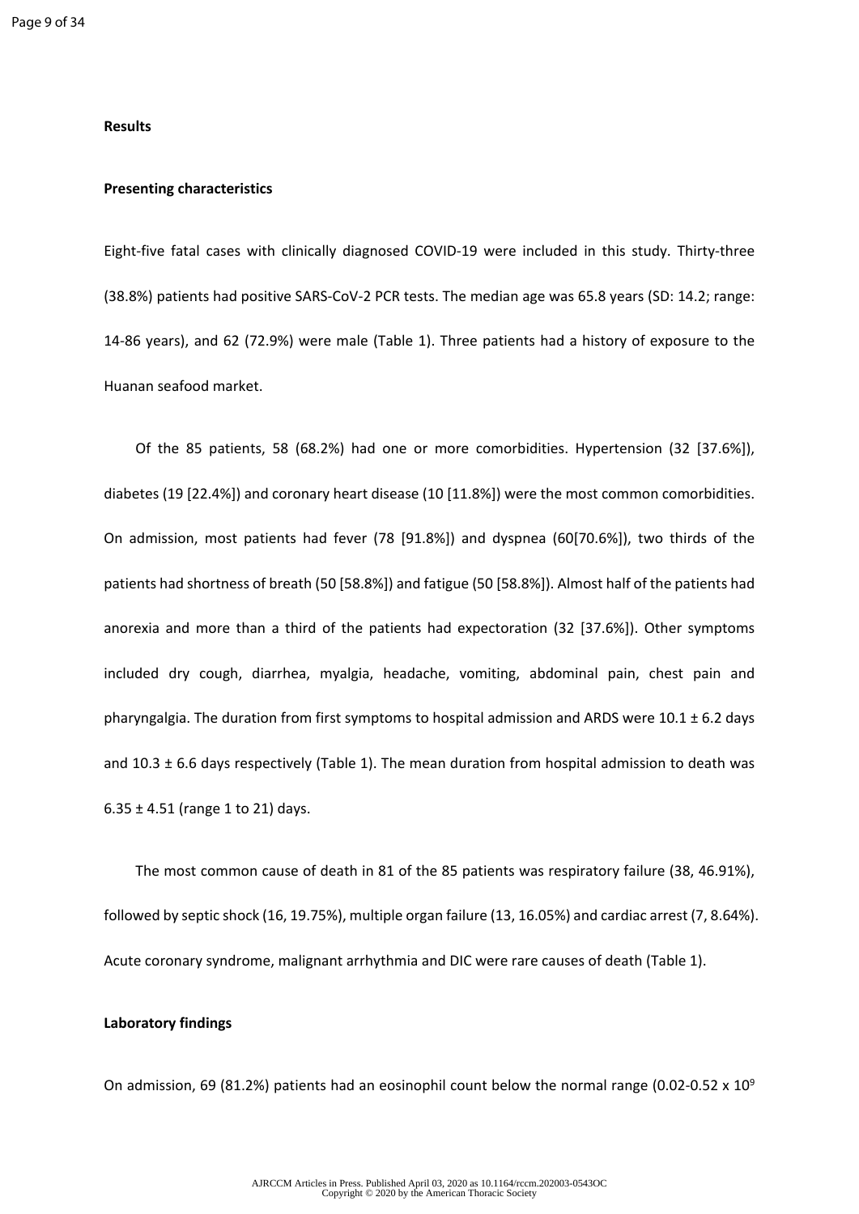**Results**

**Presenting characteristics**

Eight-five fatal cases with clinically diagnosed COVID-19 were included in this study. Thirty-three (38.8%) patients had positive SARS-CoV-2 PCR tests. The median age was 65.8 years (SD: 14.2; range: 14-86 years), and 62 (72.9%) were male (Table 1). Three patients had a history of exposure to the Huanan seafood market.

Of the 85 patients, 58 (68.2%) had one or more comorbidities. Hypertension (32 [37.6%]), diabetes (19 [22.4%]) and coronary heart disease (10 [11.8%]) were the most common comorbidities. On admission, most patients had fever (78 [91.8%]) and dyspnea (60[70.6%]), two thirds of the patients had shortness of breath (50 [58.8%]) and fatigue (50 [58.8%]). Almost half of the patients had anorexia and more than a third of the patients had expectoration (32 [37.6%]). Other symptoms included dry cough, diarrhea, myalgia, headache, vomiting, abdominal pain, chest pain and pharyngalgia. The duration from first symptoms to hospital admission and ARDS were 10.1 ± 6.2 days and 10.3 ± 6.6 days respectively (Table 1). The mean duration from hospital admission to death was 6.35 ± 4.51 (range 1 to 21) days.

The most common cause of death in 81 of the 85 patients was respiratory failure (38, 46.91%), followed by septic shock (16, 19.75%), multiple organ failure (13, 16.05%) and cardiac arrest (7, 8.64%). Acute coronary syndrome, malignant arrhythmia and DIC were rare causes of death (Table 1).

**Laboratory findings**

On admission, 69 (81.2%) patients had an eosinophil count below the normal range (0.02-0.52 x $10^9$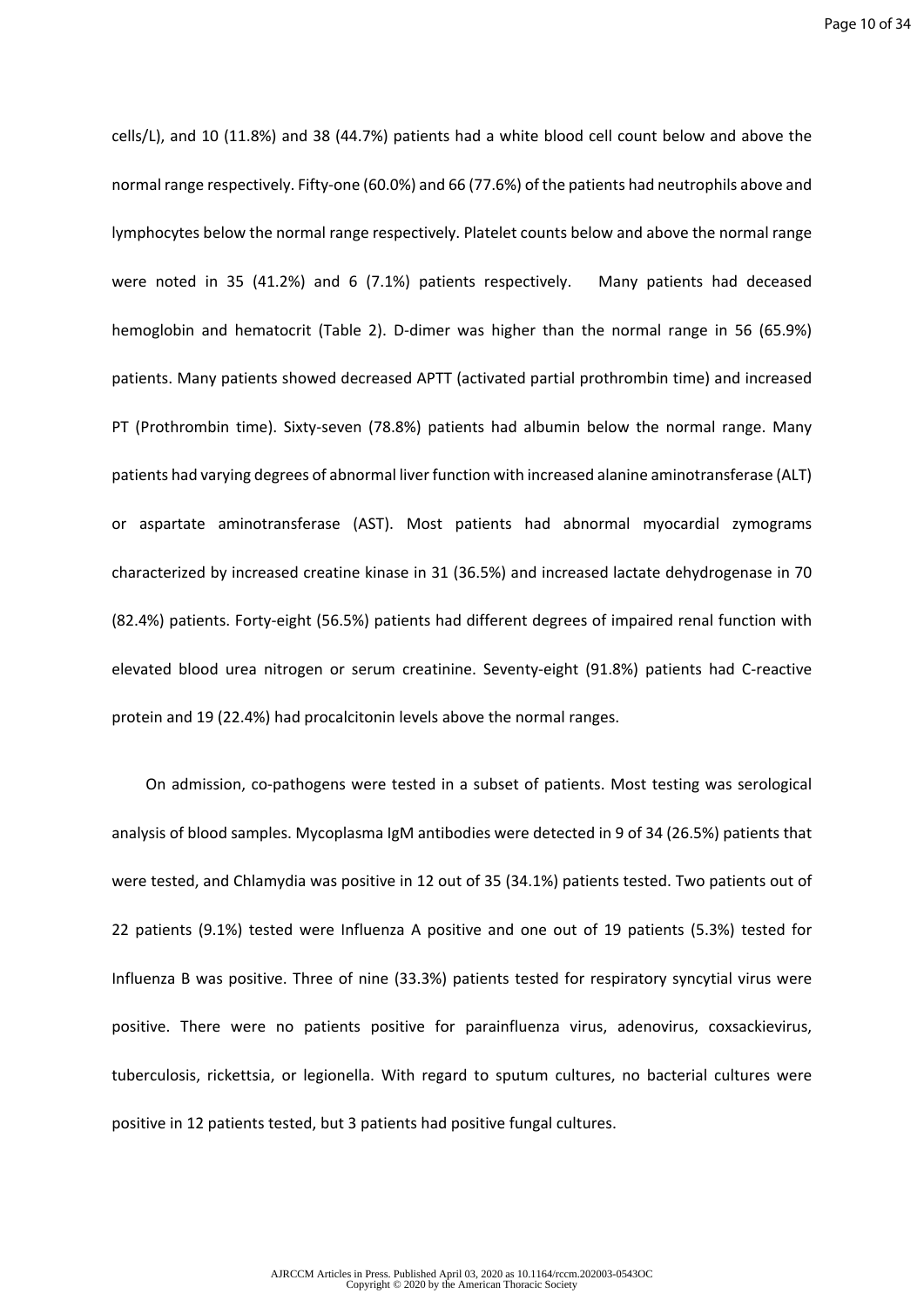cells/L), and 10 (11.8%) and 38 (44.7%) patients had a white blood cell count below and above the normal range respectively. Fifty-one (60.0%) and 66 (77.6%) of the patients had neutrophils above and lymphocytes below the normal range respectively. Platelet counts below and above the normal range were noted in 35 (41.2%) and 6 (7.1%) patients respectively. Many patients had deceased hemoglobin and hematocrit (Table 2). D-dimer was higher than the normal range in 56 (65.9%) patients. Many patients showed decreased APTT (activated partial prothrombin time) and increased PT (Prothrombin time). Sixty-seven (78.8%) patients had albumin below the normal range. Many patients had varying degrees of abnormal liver function with increased alanine aminotransferase (ALT) or aspartate aminotransferase (AST). Most patients had abnormal myocardial zymograms characterized by increased creatine kinase in 31 (36.5%) and increased lactate dehydrogenase in 70 (82.4%) patients. Forty-eight (56.5%) patients had different degrees of impaired renal function with elevated blood urea nitrogen or serum creatinine. Seventy-eight (91.8%) patients had C-reactive protein and 19 (22.4%) had procalcitonin levels above the normal ranges.

On admission, co-pathogens were tested in a subset of patients. Most testing was serological analysis of blood samples. Mycoplasma IgM antibodies were detected in 9 of 34 (26.5%) patients that were tested, and Chlamydia was positive in 12 out of 35 (34.1%) patients tested. Two patients out of 22 patients (9.1%) tested were Influenza A positive and one out of 19 patients (5.3%) tested for Influenza B was positive. Three of nine (33.3%) patients tested for respiratory syncytial virus were positive. There were no patients positive for parainfluenza virus, adenovirus, coxsackievirus, tuberculosis, rickettsia, or legionella. With regard to sputum cultures, no bacterial cultures were positive in 12 patients tested, but 3 patients had positive fungal cultures.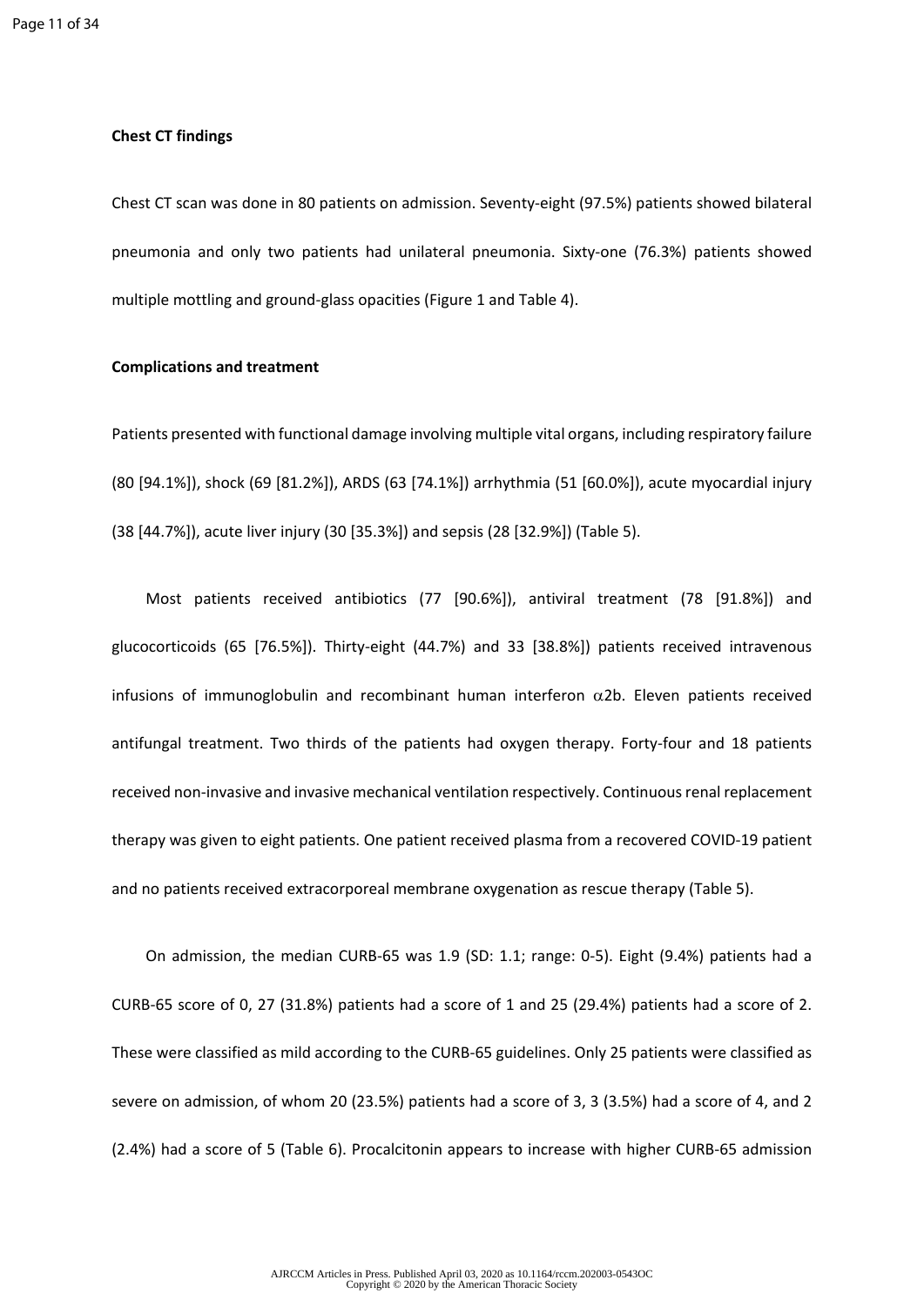**Chest CT findings**

Chest CT scan was done in 80 patients on admission. Seventy-eight (97.5%) patients showed bilateral pneumonia and only two patients had unilateral pneumonia. Sixty-one (76.3%) patients showed multiple mottling and ground-glass opacities (Figure 1 and Table 4).

**Complications and treatment**

Patients presented with functional damage involving multiple vital organs, including respiratory failure (80 [94.1%]), shock (69 [81.2%]), ARDS (63 [74.1%]) arrhythmia (51 [60.0%]), acute myocardial injury (38 [44.7%]), acute liver injury (30 [35.3%]) and sepsis (28 [32.9%]) (Table 5).

Most patients received antibiotics (77 [90.6%]), antiviral treatment (78 [91.8%]) and glucocorticoids (65 [76.5%]). Thirty-eight (44.7%) and 33 [38.8%]) patients received intravenous infusions of immunoglobulin and recombinant human interferon $\alpha$2b. Eleven patients received antifungal treatment. Two thirds of the patients had oxygen therapy. Forty-four and 18 patients received non-invasive and invasive mechanical ventilation respectively. Continuous renal replacement therapy was given to eight patients. One patient received plasma from a recovered COVID-19 patient and no patients received extracorporeal membrane oxygenation as rescue therapy (Table 5).

On admission, the median CURB-65 was 1.9 (SD: 1.1; range: 0-5). Eight (9.4%) patients had a CURB-65 score of 0, 27 (31.8%) patients had a score of 1 and 25 (29.4%) patients had a score of 2. These were classified as mild according to the CURB-65 guidelines. Only 25 patients were classified as severe on admission, of whom 20 (23.5%) patients had a score of 3, 3 (3.5%) had a score of 4, and 2 (2.4%) had a score of 5 (Table 6). Procalcitonin appears to increase with higher CURB-65 admission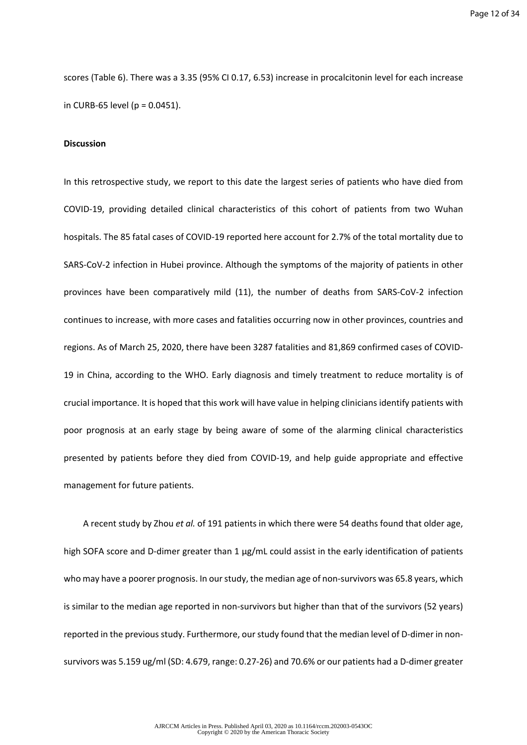scores (Table 6). There was a 3.35 (95% CI 0.17, 6.53) increase in procalcitonin level for each increase in CURB-65 level (p = 0.0451).

**Discussion**

In this retrospective study, we report to this date the largest series of patients who have died from COVID-19, providing detailed clinical characteristics of this cohort of patients from two Wuhan hospitals. The 85 fatal cases of COVID-19 reported here account for 2.7% of the total mortality due to SARS-CoV-2 infection in Hubei province. Although the symptoms of the majority of patients in other provinces have been comparatively mild (11), the number of deaths from SARS-CoV-2 infection continues to increase, with more cases and fatalities occurring now in other provinces, countries and regions. As of March 25, 2020, there have been 3287 fatalities and 81,869 confirmed cases of COVID-19 in China, according to the WHO. Early diagnosis and timely treatment to reduce mortality is of crucial importance. It is hoped that this work will have value in helping clinicians identify patients with poor prognosis at an early stage by being aware of some of the alarming clinical characteristics presented by patients before they died from COVID-19, and help guide appropriate and effective management for future patients.

A recent study by Zhou *et al.* of 191 patients in which there were 54 deaths found that older age, high SOFA score and D-dimer greater than 1 µg/mL could assist in the early identification of patients who may have a poorer prognosis. In our study, the median age of non-survivors was 65.8 years, which is similar to the median age reported in non-survivors but higher than that of the survivors (52 years) reported in the previous study. Furthermore, our study found that the median level of D-dimer in non-survivors was 5.159 ug/ml (SD: 4.679, range: 0.27-26) and 70.6% or our patients had a D-dimer greater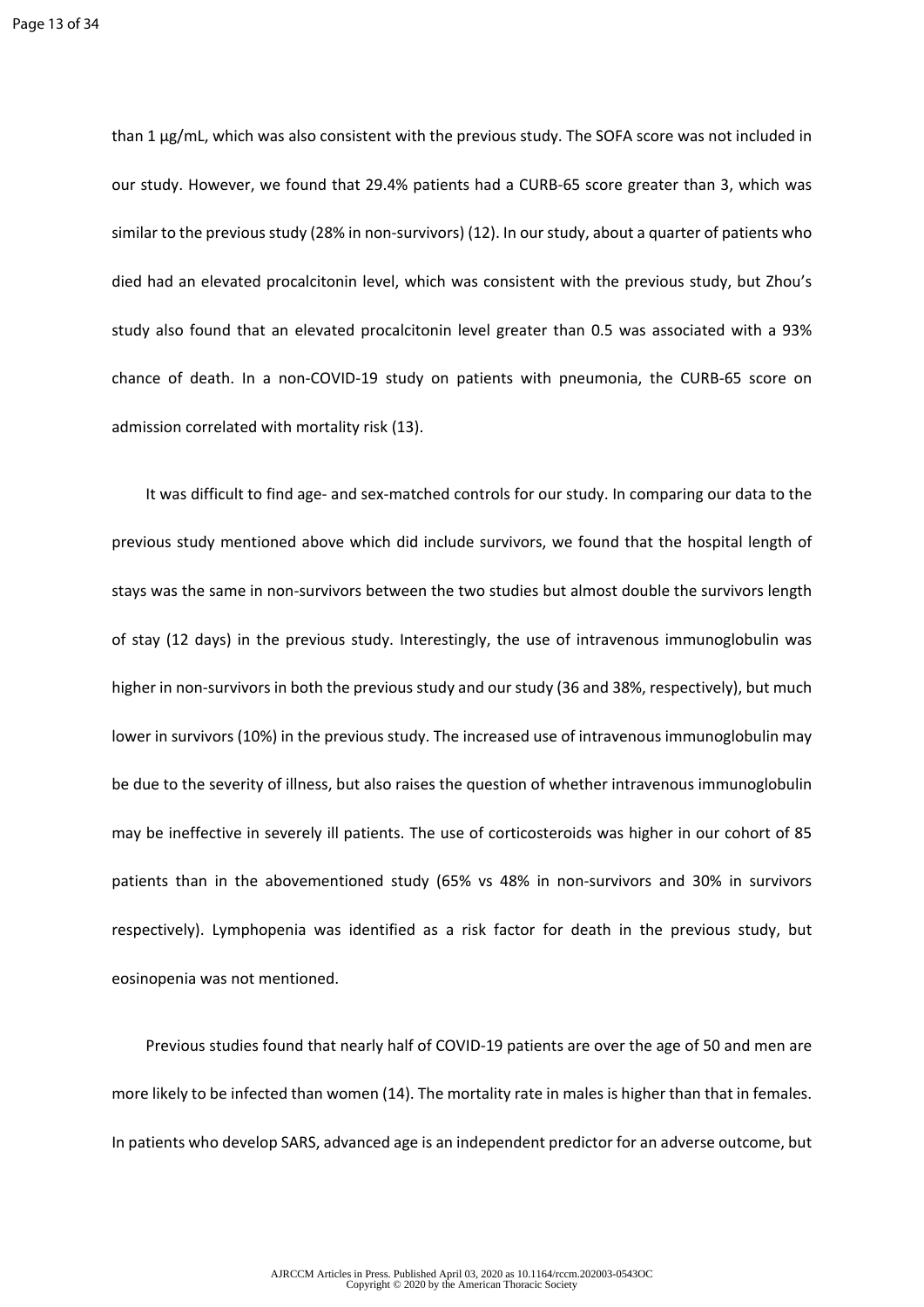than 1 μg/mL, which was also consistent with the previous study. The SOFA score was not included in our study. However, we found that 29.4% patients had a CURB-65 score greater than 3, which was similar to the previous study (28% in non-survivors) (12). In our study, about a quarter of patients who died had an elevated procalcitonin level, which was consistent with the previous study, but Zhou's study also found that an elevated procalcitonin level greater than 0.5 was associated with a 93% chance of death. In a non-COVID-19 study on patients with pneumonia, the CURB-65 score on admission correlated with mortality risk (13).

It was difficult to find age- and sex-matched controls for our study. In comparing our data to the previous study mentioned above which did include survivors, we found that the hospital length of stays was the same in non-survivors between the two studies but almost double the survivors length of stay (12 days) in the previous study. Interestingly, the use of intravenous immunoglobulin was higher in non-survivors in both the previous study and our study (36 and 38%, respectively), but much lower in survivors (10%) in the previous study. The increased use of intravenous immunoglobulin may be due to the severity of illness, but also raises the question of whether intravenous immunoglobulin may be ineffective in severely ill patients. The use of corticosteroids was higher in our cohort of 85 patients than in the abovementioned study (65% vs 48% in non-survivors and 30% in survivors respectively). Lymphopenia was identified as a risk factor for death in the previous study, but eosinopenia was not mentioned.

Previous studies found that nearly half of COVID-19 patients are over the age of 50 and men are more likely to be infected than women (14). The mortality rate in males is higher than that in females. In patients who develop SARS, advanced age is an independent predictor for an adverse outcome, but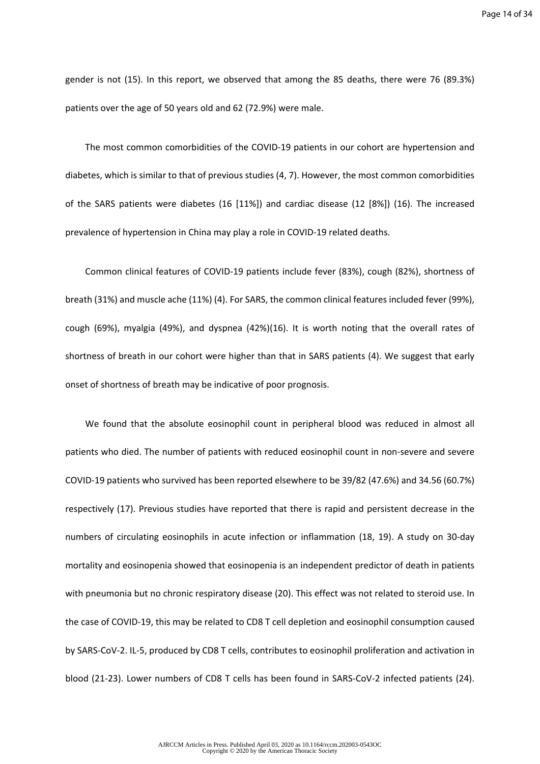gender is not (15). In this report, we observed that among the 85 deaths, there were 76 (89.3%) patients over the age of 50 years old and 62 (72.9%) were male.

The most common comorbidities of the COVID-19 patients in our cohort are hypertension and diabetes, which is similar to that of previous studies (4, 7). However, the most common comorbidities of the SARS patients were diabetes (16 [11%]) and cardiac disease (12 [8%]) (16). The increased prevalence of hypertension in China may play a role in COVID-19 related deaths.

Common clinical features of COVID-19 patients include fever (83%), cough (82%), shortness of breath (31%) and muscle ache (11%) (4). For SARS, the common clinical features included fever (99%), cough (69%), myalgia (49%), and dyspnea (42%)(16). It is worth noting that the overall rates of shortness of breath in our cohort were higher than that in SARS patients (4). We suggest that early onset of shortness of breath may be indicative of poor prognosis.

We found that the absolute eosinophil count in peripheral blood was reduced in almost all patients who died. The number of patients with reduced eosinophil count in non-severe and severe COVID-19 patients who survived has been reported elsewhere to be 39/82 (47.6%) and 34.56 (60.7%) respectively (17). Previous studies have reported that there is rapid and persistent decrease in the numbers of circulating eosinophils in acute infection or inflammation (18, 19). A study on 30-day mortality and eosinopenia showed that eosinopenia is an independent predictor of death in patients with pneumonia but no chronic respiratory disease (20). This effect was not related to steroid use. In the case of COVID-19, this may be related to CD8 T cell depletion and eosinophil consumption caused by SARS-CoV-2. IL-5, produced by CD8 T cells, contributes to eosinophil proliferation and activation in blood (21-23). Lower numbers of CD8 T cells has been found in SARS-CoV-2 infected patients (24).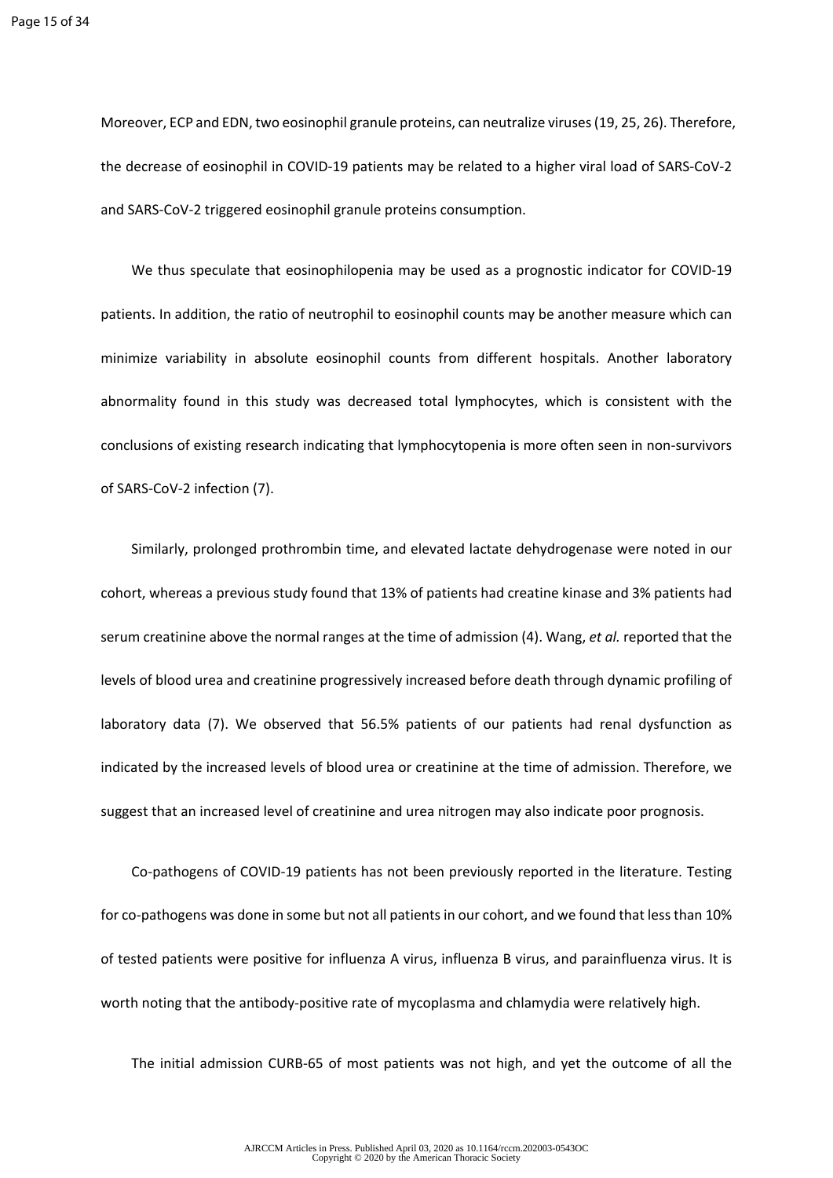Moreover, ECP and EDN, two eosinophil granule proteins, can neutralize viruses (19, 25, 26). Therefore, the decrease of eosinophil in COVID-19 patients may be related to a higher viral load of SARS-CoV-2 and SARS-CoV-2 triggered eosinophil granule proteins consumption.

We thus speculate that eosinophilopenia may be used as a prognostic indicator for COVID-19 patients. In addition, the ratio of neutrophil to eosinophil counts may be another measure which can minimize variability in absolute eosinophil counts from different hospitals. Another laboratory abnormality found in this study was decreased total lymphocytes, which is consistent with the conclusions of existing research indicating that lymphocytopenia is more often seen in non-survivors of SARS-CoV-2 infection (7).

Similarly, prolonged prothrombin time, and elevated lactate dehydrogenase were noted in our cohort, whereas a previous study found that 13% of patients had creatine kinase and 3% patients had serum creatinine above the normal ranges at the time of admission (4). Wang, *et al.* reported that the levels of blood urea and creatinine progressively increased before death through dynamic profiling of laboratory data (7). We observed that 56.5% patients of our patients had renal dysfunction as indicated by the increased levels of blood urea or creatinine at the time of admission. Therefore, we suggest that an increased level of creatinine and urea nitrogen may also indicate poor prognosis.

Co-pathogens of COVID-19 patients has not been previously reported in the literature. Testing for co-pathogens was done in some but not all patients in our cohort, and we found that less than 10% of tested patients were positive for influenza A virus, influenza B virus, and parainfluenza virus. It is worth noting that the antibody-positive rate of mycoplasma and chlamydia were relatively high.

The initial admission CURB-65 of most patients was not high, and yet the outcome of all the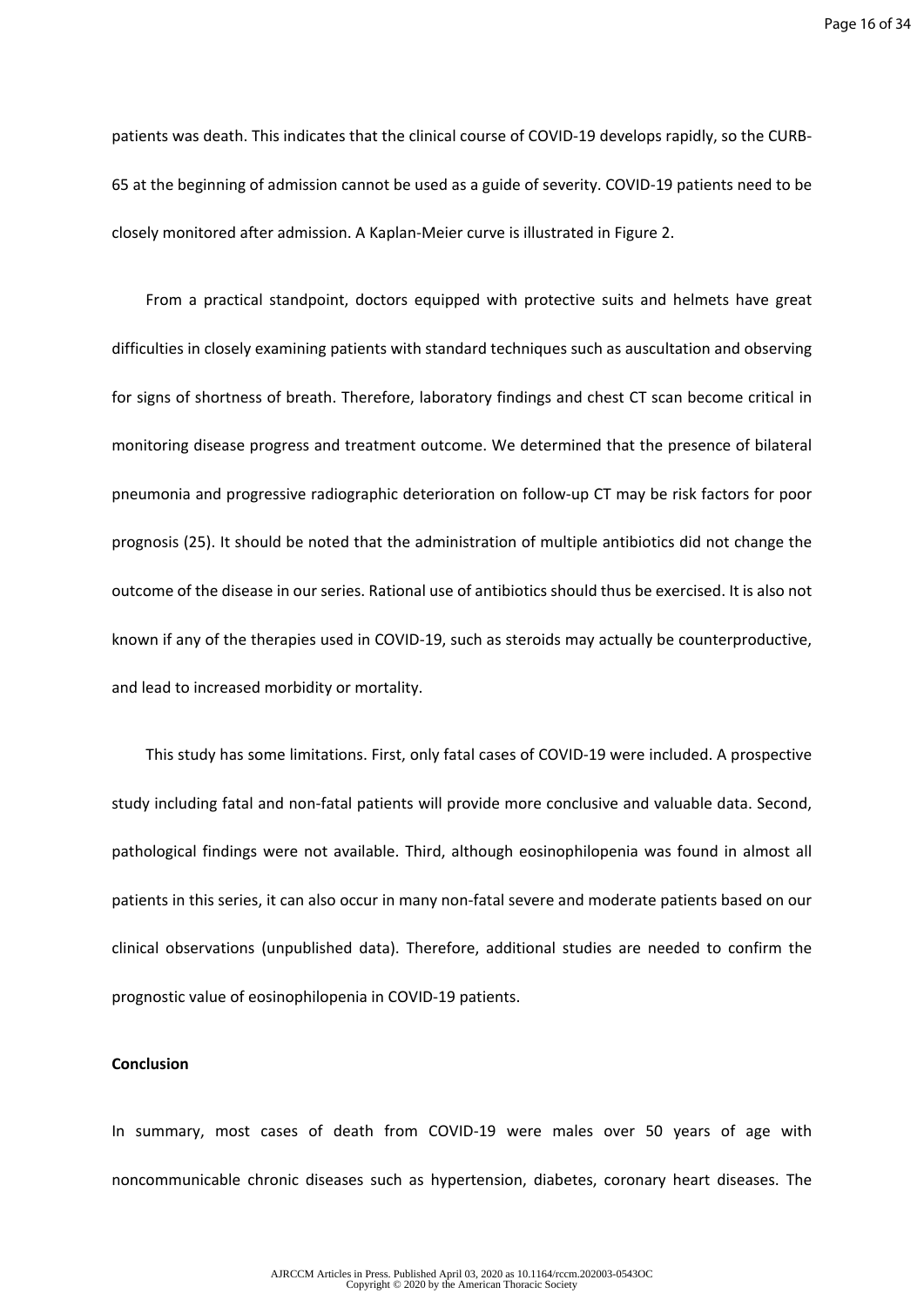patients was death. This indicates that the clinical course of COVID-19 develops rapidly, so the CURB-65 at the beginning of admission cannot be used as a guide of severity. COVID-19 patients need to be closely monitored after admission. A Kaplan-Meier curve is illustrated in Figure 2.

From a practical standpoint, doctors equipped with protective suits and helmets have great difficulties in closely examining patients with standard techniques such as auscultation and observing for signs of shortness of breath. Therefore, laboratory findings and chest CT scan become critical in monitoring disease progress and treatment outcome. We determined that the presence of bilateral pneumonia and progressive radiographic deterioration on follow-up CT may be risk factors for poor prognosis (25). It should be noted that the administration of multiple antibiotics did not change the outcome of the disease in our series. Rational use of antibiotics should thus be exercised. It is also not known if any of the therapies used in COVID-19, such as steroids may actually be counterproductive, and lead to increased morbidity or mortality.

This study has some limitations. First, only fatal cases of COVID-19 were included. A prospective study including fatal and non-fatal patients will provide more conclusive and valuable data. Second, pathological findings were not available. Third, although eosinophilopenia was found in almost all patients in this series, it can also occur in many non-fatal severe and moderate patients based on our clinical observations (unpublished data). Therefore, additional studies are needed to confirm the prognostic value of eosinophilopenia in COVID-19 patients.

**Conclusion**

In summary, most cases of death from COVID-19 were males over 50 years of age with noncommunicable chronic diseases such as hypertension, diabetes, coronary heart diseases. The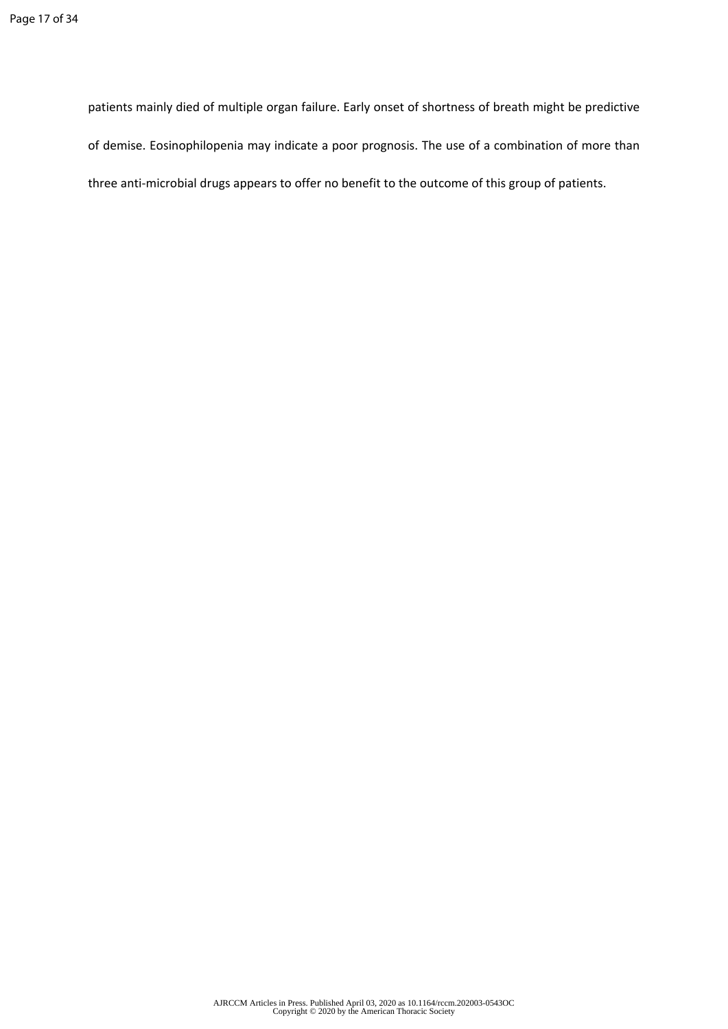patients mainly died of multiple organ failure. Early onset of shortness of breath might be predictive of demise. Eosinophilopenia may indicate a poor prognosis. The use of a combination of more than three anti-microbial drugs appears to offer no benefit to the outcome of this group of patients.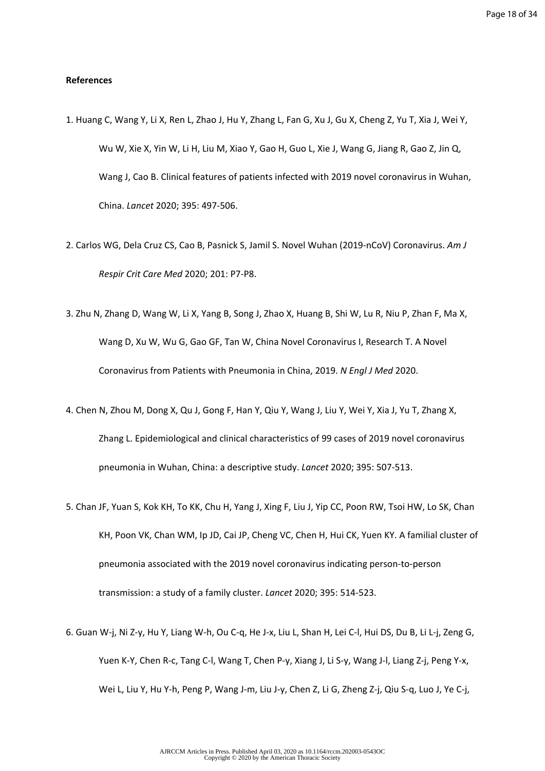**References**

1. Huang C, Wang Y, Li X, Ren L, Zhao J, Hu Y, Zhang L, Fan G, Xu J, Gu X, Cheng Z, Yu T, Xia J, Wei Y, Wu W, Xie X, Yin W, Li H, Liu M, Xiao Y, Gao H, Guo L, Xie J, Wang G, Jiang R, Gao Z, Jin Q, Wang J, Cao B. Clinical features of patients infected with 2019 novel coronavirus in Wuhan, China. *Lancet* 2020; 395: 497-506.

2. Carlos WG, Dela Cruz CS, Cao B, Pasnick S, Jamil S. Novel Wuhan (2019-nCoV) Coronavirus. *Am J Respir Crit Care Med* 2020; 201: P7-P8.

3. Zhu N, Zhang D, Wang W, Li X, Yang B, Song J, Zhao X, Huang B, Shi W, Lu R, Niu P, Zhan F, Ma X, Wang D, Xu W, Wu G, Gao GF, Tan W, China Novel Coronavirus I, Research T. A Novel Coronavirus from Patients with Pneumonia in China, 2019. *N Engl J Med* 2020.

4. Chen N, Zhou M, Dong X, Qu J, Gong F, Han Y, Qiu Y, Wang J, Liu Y, Wei Y, Xia J, Yu T, Zhang X, Zhang L. Epidemiological and clinical characteristics of 99 cases of 2019 novel coronavirus pneumonia in Wuhan, China: a descriptive study. *Lancet* 2020; 395: 507-513.

5. Chan JF, Yuan S, Kok KH, To KK, Chu H, Yang J, Xing F, Liu J, Yip CC, Poon RW, Tsoi HW, Lo SK, Chan KH, Poon VK, Chan WM, Ip JD, Cai JP, Cheng VC, Chen H, Hui CK, Yuen KY. A familial cluster of pneumonia associated with the 2019 novel coronavirus indicating person-to-person transmission: a study of a family cluster. *Lancet* 2020; 395: 514-523.

6. Guan W-j, Ni Z-y, Hu Y, Liang W-h, Ou C-q, He J-x, Liu L, Shan H, Lei C-l, Hui DS, Du B, Li L-j, Zeng G, Yuen K-Y, Chen R-c, Tang C-l, Wang T, Chen P-y, Xiang J, Li S-y, Wang J-l, Liang Z-j, Peng Y-x, Wei L, Liu Y, Hu Y-h, Peng P, Wang J-m, Liu J-y, Chen Z, Li G, Zheng Z-j, Qiu S-q, Luo J, Ye C-j,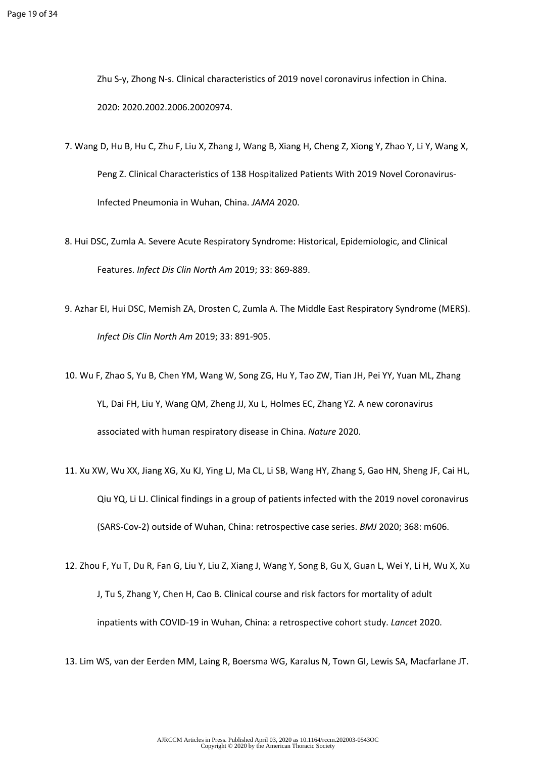Zhu S-y, Zhong N-s. Clinical characteristics of 2019 novel coronavirus infection in China. 2020: 2020.2002.2006.20020974.

7. Wang D, Hu B, Hu C, Zhu F, Liu X, Zhang J, Wang B, Xiang H, Cheng Z, Xiong Y, Zhao Y, Li Y, Wang X, Peng Z. Clinical Characteristics of 138 Hospitalized Patients With 2019 Novel Coronavirus-Infected Pneumonia in Wuhan, China. *JAMA* 2020.

8. Hui DSC, Zumla A. Severe Acute Respiratory Syndrome: Historical, Epidemiologic, and Clinical Features. *Infect Dis Clin North Am* 2019; 33: 869-889.

9. Azhar EI, Hui DSC, Memish ZA, Drosten C, Zumla A. The Middle East Respiratory Syndrome (MERS). *Infect Dis Clin North Am* 2019; 33: 891-905.

10. Wu F, Zhao S, Yu B, Chen YM, Wang W, Song ZG, Hu Y, Tao ZW, Tian JH, Pei YY, Yuan ML, Zhang YL, Dai FH, Liu Y, Wang QM, Zheng JJ, Xu L, Holmes EC, Zhang YZ. A new coronavirus associated with human respiratory disease in China. *Nature* 2020.

11. Xu XW, Wu XX, Jiang XG, Xu KJ, Ying LJ, Ma CL, Li SB, Wang HY, Zhang S, Gao HN, Sheng JF, Cai HL, Qiu YQ, Li LJ. Clinical findings in a group of patients infected with the 2019 novel coronavirus (SARS-Cov-2) outside of Wuhan, China: retrospective case series. *BMJ* 2020; 368: m606.

12. Zhou F, Yu T, Du R, Fan G, Liu Y, Liu Z, Xiang J, Wang Y, Song B, Gu X, Guan L, Wei Y, Li H, Wu X, Xu J, Tu S, Zhang Y, Chen H, Cao B. Clinical course and risk factors for mortality of adult inpatients with COVID-19 in Wuhan, China: a retrospective cohort study. *Lancet* 2020.

13. Lim WS, van der Eerden MM, Laing R, Boersma WG, Karalus N, Town GI, Lewis SA, Macfarlane JT.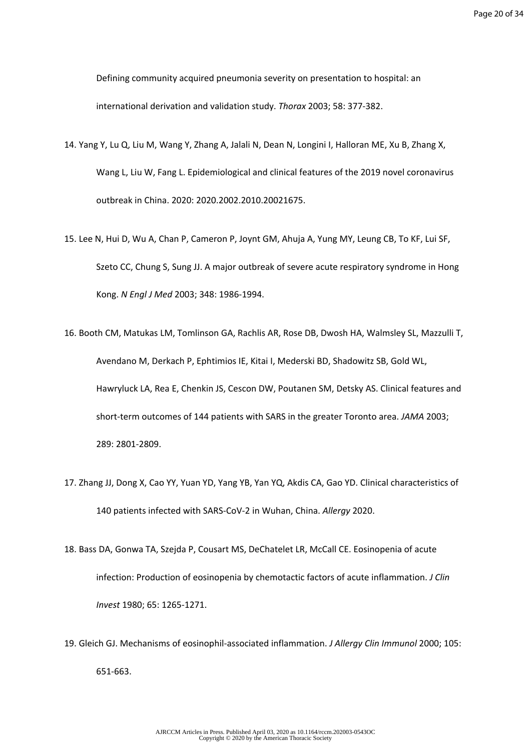Defining community acquired pneumonia severity on presentation to hospital: an international derivation and validation study. *Thorax* 2003; 58: 377-382.

14. Yang Y, Lu Q, Liu M, Wang Y, Zhang A, Jalali N, Dean N, Longini I, Halloran ME, Xu B, Zhang X, Wang L, Liu W, Fang L. Epidemiological and clinical features of the 2019 novel coronavirus outbreak in China. 2020: 2020.2002.2010.20021675.

15. Lee N, Hui D, Wu A, Chan P, Cameron P, Joynt GM, Ahuja A, Yung MY, Leung CB, To KF, Lui SF, Szeto CC, Chung S, Sung JJ. A major outbreak of severe acute respiratory syndrome in Hong Kong. *N Engl J Med* 2003; 348: 1986-1994.

16. Booth CM, Matukas LM, Tomlinson GA, Rachlis AR, Rose DB, Dwosh HA, Walmsley SL, Mazzulli T, Avendano M, Derkach P, Ephtimios IE, Kitai I, Mederski BD, Shadowitz SB, Gold WL, Hawryluck LA, Rea E, Chenkin JS, Cescon DW, Poutanen SM, Detsky AS. Clinical features and short-term outcomes of 144 patients with SARS in the greater Toronto area. *JAMA* 2003; 289: 2801-2809.

17. Zhang JJ, Dong X, Cao YY, Yuan YD, Yang YB, Yan YQ, Akdis CA, Gao YD. Clinical characteristics of 140 patients infected with SARS-CoV-2 in Wuhan, China. *Allergy* 2020.

18. Bass DA, Gonwa TA, Szejda P, Cousart MS, DeChatelet LR, McCall CE. Eosinopenia of acute infection: Production of eosinopenia by chemotactic factors of acute inflammation. *J Clin Invest* 1980; 65: 1265-1271.

19. Gleich GJ. Mechanisms of eosinophil-associated inflammation. *J Allergy Clin Immunol* 2000; 105: 651-663.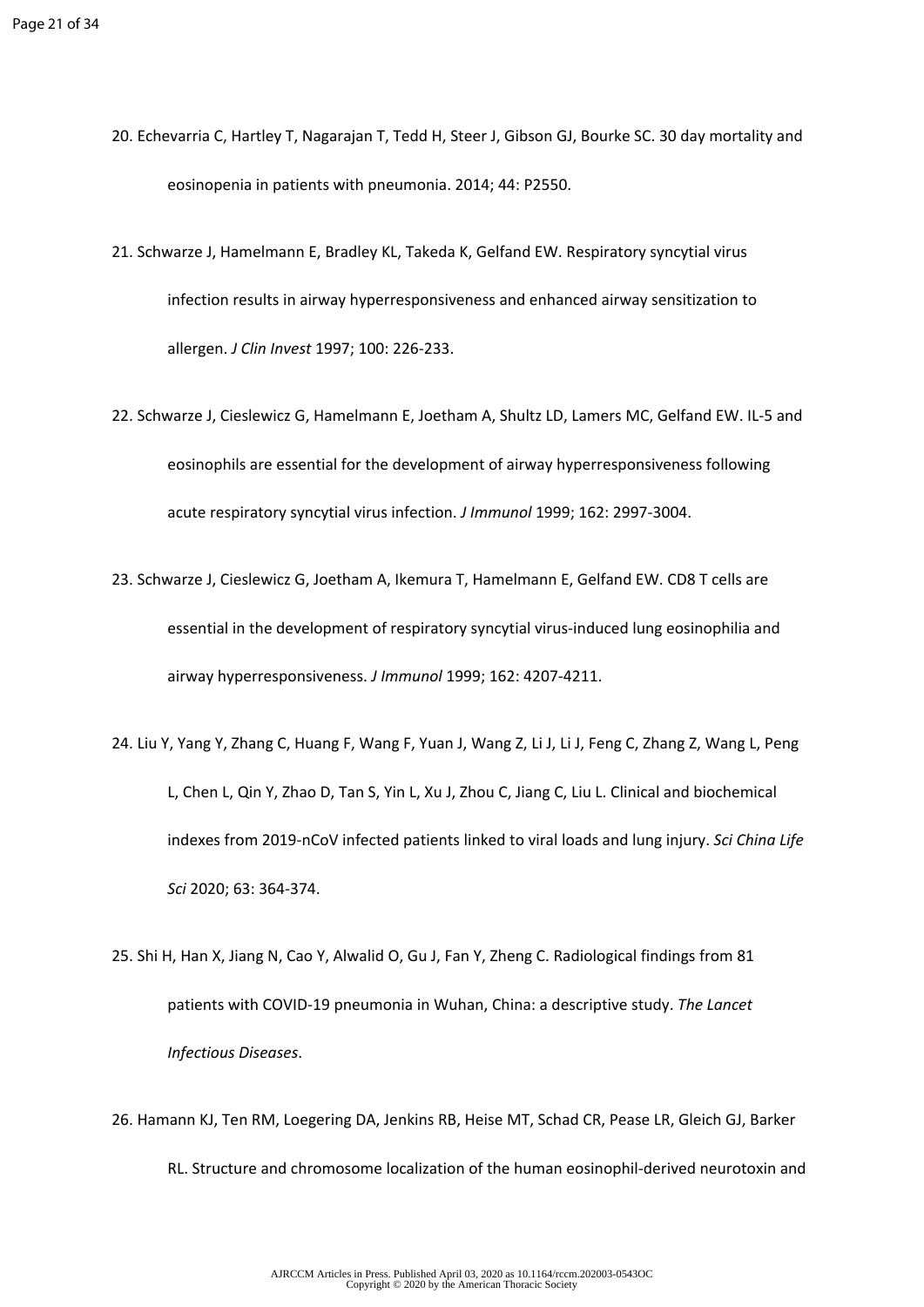20. Echevarria C, Hartley T, Nagarajan T, Tedd H, Steer J, Gibson GJ, Bourke SC. 30 day mortality and eosinopenia in patients with pneumonia. 2014; 44: P2550.

21. Schwarze J, Hamelmann E, Bradley KL, Takeda K, Gelfand EW. Respiratory syncytial virus infection results in airway hyperresponsiveness and enhanced airway sensitization to allergen. *J Clin Invest* 1997; 100: 226-233.

22. Schwarze J, Cieslewicz G, Hamelmann E, Joetham A, Shultz LD, Lamers MC, Gelfand EW. IL-5 and eosinophils are essential for the development of airway hyperresponsiveness following acute respiratory syncytial virus infection. *J Immunol* 1999; 162: 2997-3004.

23. Schwarze J, Cieslewicz G, Joetham A, Ikemura T, Hamelmann E, Gelfand EW. CD8 T cells are essential in the development of respiratory syncytial virus-induced lung eosinophilia and airway hyperresponsiveness. *J Immunol* 1999; 162: 4207-4211.

24. Liu Y, Yang Y, Zhang C, Huang F, Wang F, Yuan J, Wang Z, Li J, Li J, Feng C, Zhang Z, Wang L, Peng L, Chen L, Qin Y, Zhao D, Tan S, Yin L, Xu J, Zhou C, Jiang C, Liu L. Clinical and biochemical indexes from 2019-nCoV infected patients linked to viral loads and lung injury. *Sci China Life Sci* 2020; 63: 364-374.

25. Shi H, Han X, Jiang N, Cao Y, Alwalid O, Gu J, Fan Y, Zheng C. Radiological findings from 81 patients with COVID-19 pneumonia in Wuhan, China: a descriptive study. *The Lancet Infectious Diseases*.

26. Hamann KJ, Ten RM, Loegering DA, Jenkins RB, Heise MT, Schad CR, Pease LR, Gleich GJ, Barker RL. Structure and chromosome localization of the human eosinophil-derived neurotoxin and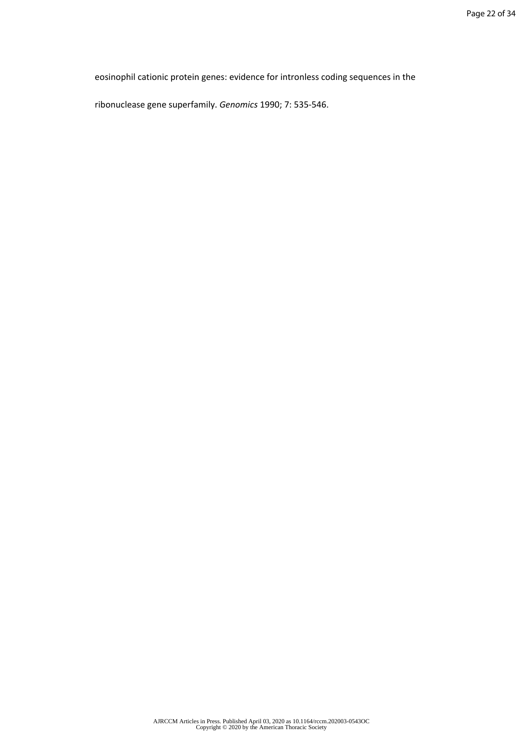eosinophil cationic protein genes: evidence for intronless coding sequences in the ribonuclease gene superfamily. *Genomics* 1990; 7: 535-546.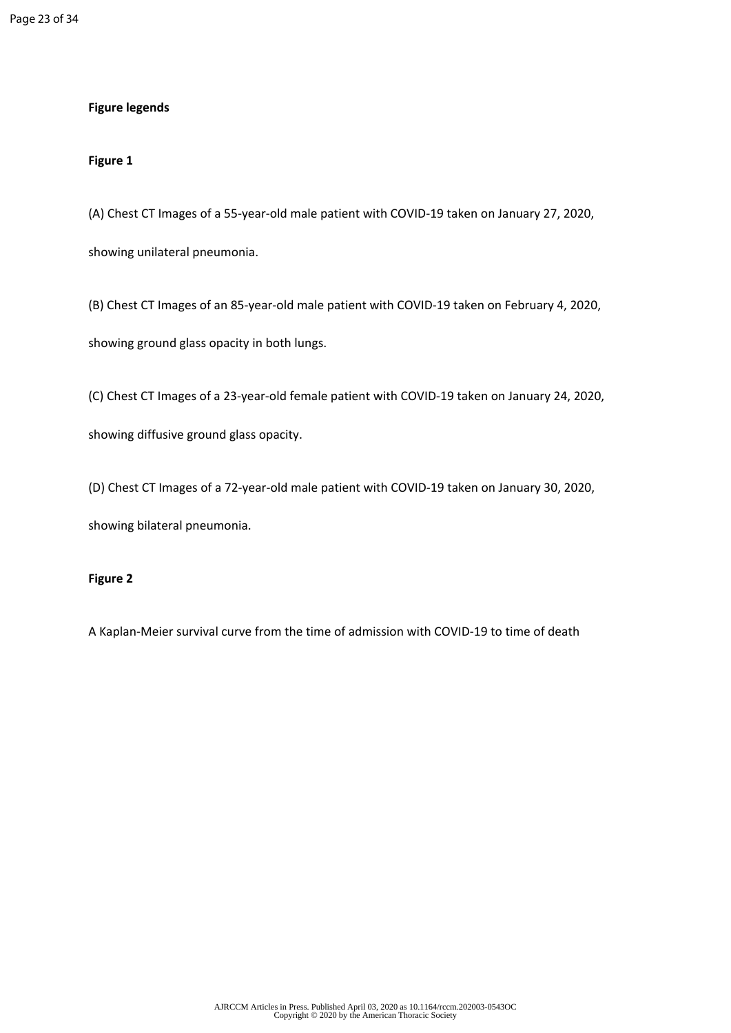**Figure legends**

**Figure 1**

(A) Chest CT Images of a 55-year-old male patient with COVID-19 taken on January 27, 2020, showing unilateral pneumonia.

(B) Chest CT Images of an 85-year-old male patient with COVID-19 taken on February 4, 2020, showing ground glass opacity in both lungs.

(C) Chest CT Images of a 23-year-old female patient with COVID-19 taken on January 24, 2020, showing diffusive ground glass opacity.

(D) Chest CT Images of a 72-year-old male patient with COVID-19 taken on January 30, 2020, showing bilateral pneumonia.

**Figure 2**

A Kaplan-Meier survival curve from the time of admission with COVID-19 to time of death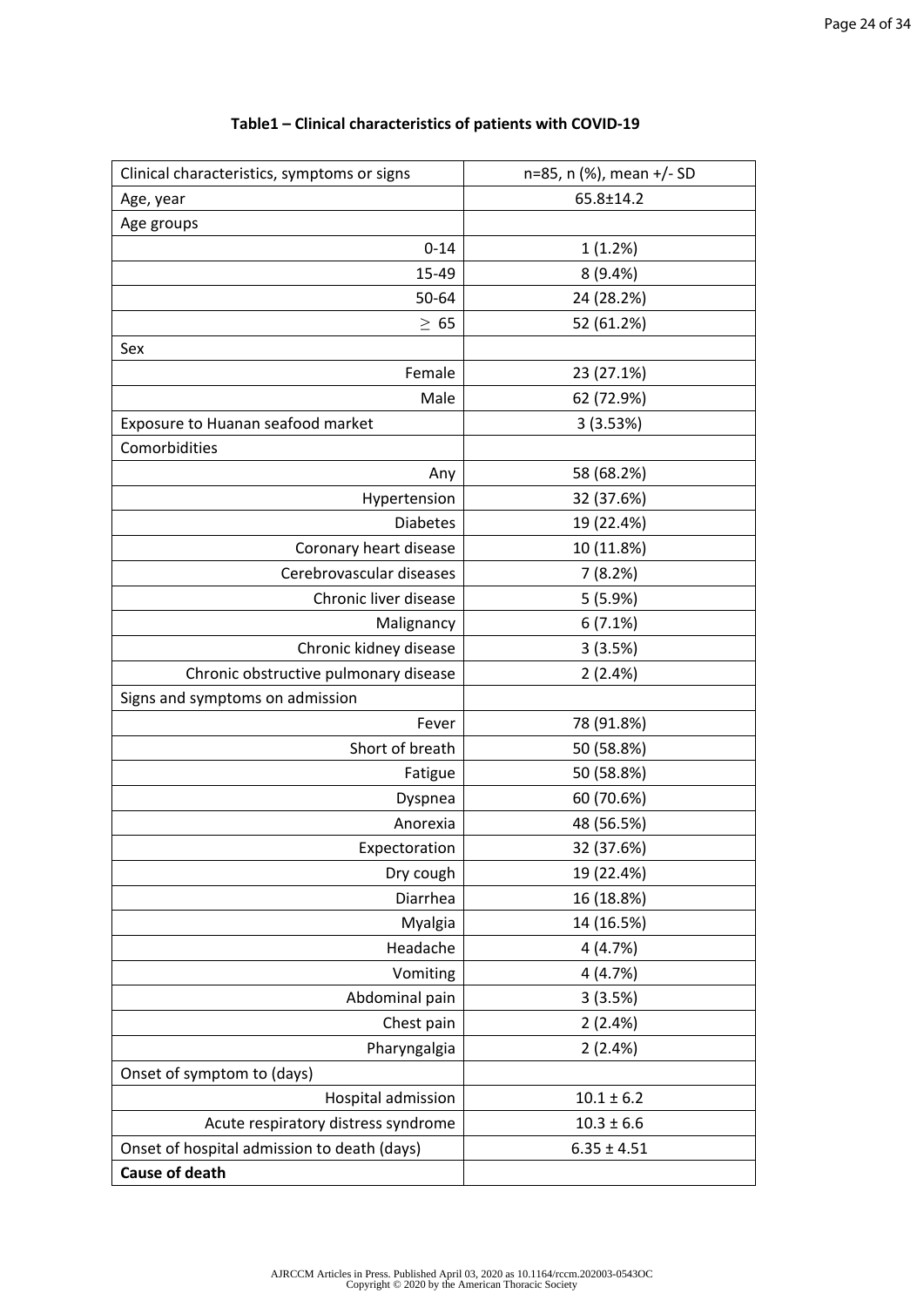**Table1 – Clinical characteristics of patients with COVID-19**

| Clinical characteristics, symptoms or signs | n=85, n (%), mean +/- SD |
|---|---|
| Age, year | 65.8±14.2 |
| Age groups | |
| 0-14 | 1 (1.2%) |
| 15-49 | 8 (9.4%) |
| 50-64 | 24 (28.2%) |
| $\geq$ 65 | 52 (61.2%) |
| Sex | |
| Female | 23 (27.1%) |
| Male | 62 (72.9%) |
| Exposure to Huanan seafood market | 3 (3.53%) |
| Comorbidities | |
| Any | 58 (68.2%) |
| Hypertension | 32 (37.6%) |
| Diabetes | 19 (22.4%) |
| Coronary heart disease | 10 (11.8%) |
| Cerebrovascular diseases | 7 (8.2%) |
| Chronic liver disease | 5 (5.9%) |
| Malignancy | 6 (7.1%) |
| Chronic kidney disease | 3 (3.5%) |
| Chronic obstructive pulmonary disease | 2 (2.4%) |
| Signs and symptoms on admission | |
| Fever | 78 (91.8%) |
| Short of breath | 50 (58.8%) |
| Fatigue | 50 (58.8%) |
| Dyspnea | 60 (70.6%) |
| Anorexia | 48 (56.5%) |
| Expectoration | 32 (37.6%) |
| Dry cough | 19 (22.4%) |
| Diarrhea | 16 (18.8%) |
| Myalgia | 14 (16.5%) |
| Headache | 4 (4.7%) |
| Vomiting | 4 (4.7%) |
| Abdominal pain | 3 (3.5%) |
| Chest pain | 2 (2.4%) |
| Pharyngalgia | 2 (2.4%) |
| Onset of symptom to (days) | |
| Hospital admission | 10.1 ± 6.2 |
| Acute respiratory distress syndrome | 10.3 ± 6.6 |
| Onset of hospital admission to death (days) | 6.35 ± 4.51 |
| **Cause of death** | |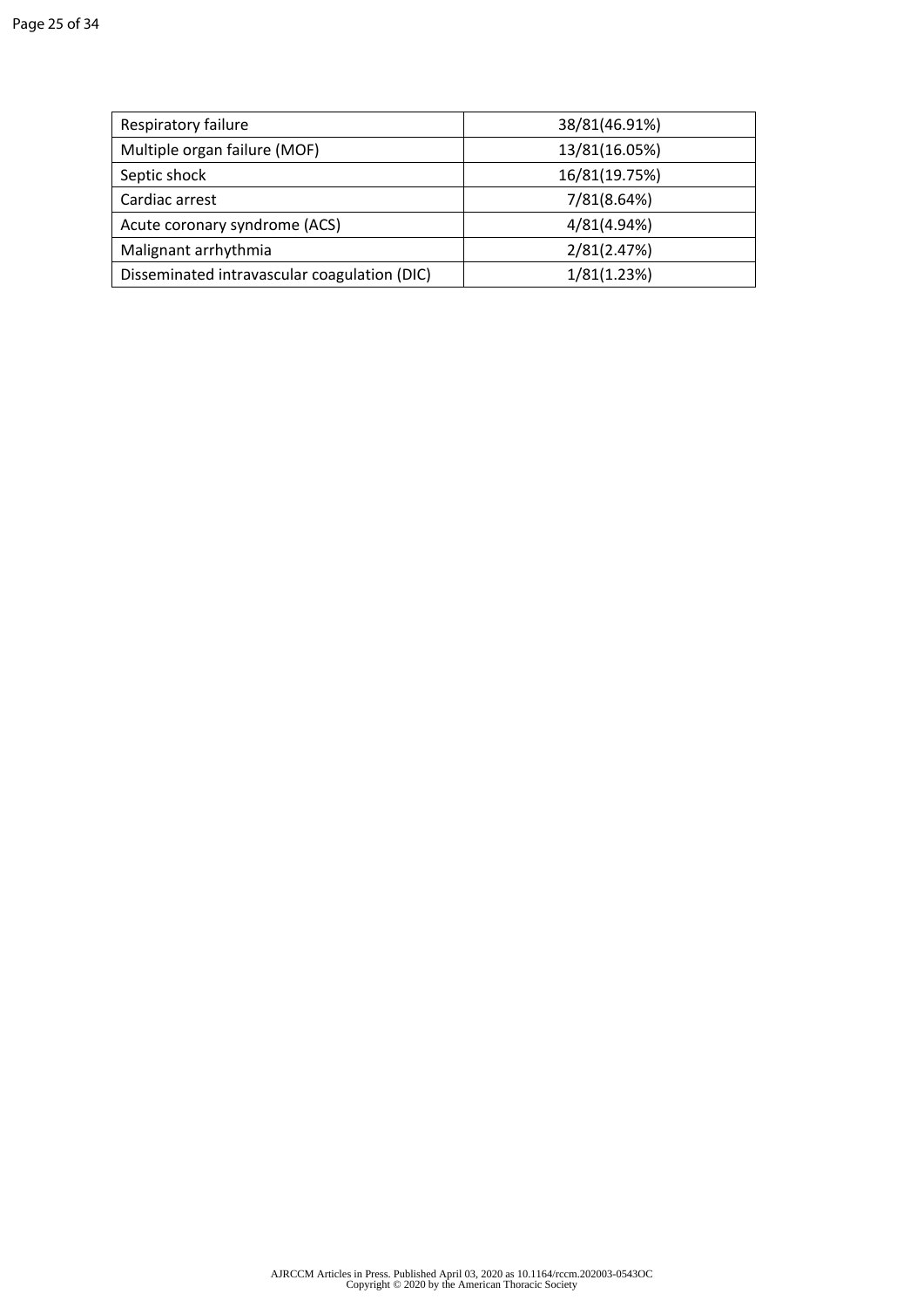| Respiratory failure | 38/81(46.91%) |
| --- | --- |
| Multiple organ failure (MOF) | 13/81(16.05%) |
| Septic shock | 16/81(19.75%) |
| Cardiac arrest | 7/81(8.64%) |
| Acute coronary syndrome (ACS) | 4/81(4.94%) |
| Malignant arrhythmia | 2/81(2.47%) |
| Disseminated intravascular coagulation (DIC) | 1/81(1.23%) |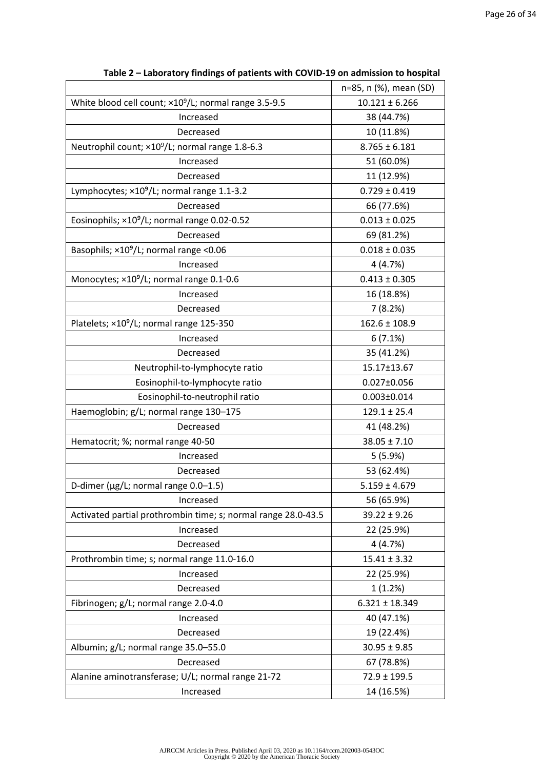**Table 2 – Laboratory findings of patients with COVID-19 on admission to hospital**

| | n=85, n (%), mean (SD) |
|---|---|
| White blood cell count; $\times 10^9$/L; normal range 3.5-9.5 | 10.121 ± 6.266 |
| Increased | 38 (44.7%) |
| Decreased | 10 (11.8%) |
| Neutrophil count; $\times 10^9$/L; normal range 1.8-6.3 | 8.765 ± 6.181 |
| Increased | 51 (60.0%) |
| Decreased | 11 (12.9%) |
| Lymphocytes; $\times 10^9$/L; normal range 1.1-3.2 | 0.729 ± 0.419 |
| Decreased | 66 (77.6%) |
| Eosinophils; $\times 10^9$/L; normal range 0.02-0.52 | 0.013 ± 0.025 |
| Decreased | 69 (81.2%) |
| Basophils; $\times 10^9$/L; normal range <0.06 | 0.018 ± 0.035 |
| Increased | 4 (4.7%) |
| Monocytes; $\times 10^9$/L; normal range 0.1-0.6 | 0.413 ± 0.305 |
| Increased | 16 (18.8%) |
| Decreased | 7 (8.2%) |
| Platelets; $\times 10^9$/L; normal range 125-350 | 162.6 ± 108.9 |
| Increased | 6 (7.1%) |
| Decreased | 35 (41.2%) |
| Neutrophil-to-lymphocyte ratio | 15.17±13.67 |
| Eosinophil-to-lymphocyte ratio | 0.027±0.056 |
| Eosinophil-to-neutrophil ratio | 0.003±0.014 |
| Haemoglobin; g/L; normal range 130–175 | 129.1 ± 25.4 |
| Decreased | 41 (48.2%) |
| Hematocrit; %; normal range 40-50 | 38.05 ± 7.10 |
| Increased | 5 (5.9%) |
| Decreased | 53 (62.4%) |
| D-dimer (μg/L; normal range 0.0–1.5) | 5.159 ± 4.679 |
| Increased | 56 (65.9%) |
| Activated partial prothrombin time; s; normal range 28.0-43.5 | 39.22 ± 9.26 |
| Increased | 22 (25.9%) |
| Decreased | 4 (4.7%) |
| Prothrombin time; s; normal range 11.0-16.0 | 15.41 ± 3.32 |
| Increased | 22 (25.9%) |
| Decreased | 1 (1.2%) |
| Fibrinogen; g/L; normal range 2.0-4.0 | 6.321 ± 18.349 |
| Increased | 40 (47.1%) |
| Decreased | 19 (22.4%) |
| Albumin; g/L; normal range 35.0–55.0 | 30.95 ± 9.85 |
| Decreased | 67 (78.8%) |
| Alanine aminotransferase; U/L; normal range 21-72 | 72.9 ± 199.5 |
| Increased | 14 (16.5%) |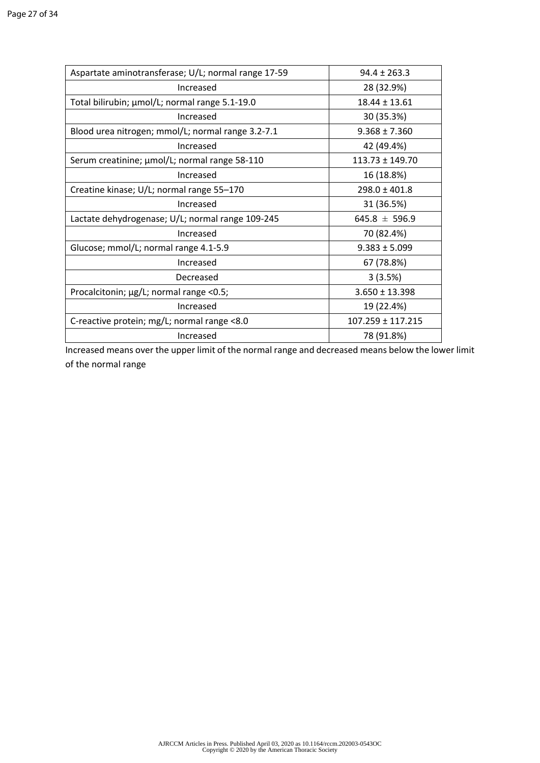| | |
|---|---|
| Aspartate aminotransferase; U/L; normal range 17-59 | 94.4 ± 263.3 |
| Increased | 28 (32.9%) |
| Total bilirubin; μmol/L; normal range 5.1-19.0 | 18.44 ± 13.61 |
| Increased | 30 (35.3%) |
| Blood urea nitrogen; mmol/L; normal range 3.2-7.1 | 9.368 ± 7.360 |
| Increased | 42 (49.4%) |
| Serum creatinine; μmol/L; normal range 58-110 | 113.73 ± 149.70 |
| Increased | 16 (18.8%) |
| Creatine kinase; U/L; normal range 55–170 | 298.0 ± 401.8 |
| Increased | 31 (36.5%) |
| Lactate dehydrogenase; U/L; normal range 109-245 | 645.8 ± 596.9 |
| Increased | 70 (82.4%) |
| Glucose; mmol/L; normal range 4.1-5.9 | 9.383 ± 5.099 |
| Increased | 67 (78.8%) |
| Decreased | 3 (3.5%) |
| Procalcitonin; μg/L; normal range <0.5; | 3.650 ± 13.398 |
| Increased | 19 (22.4%) |
| C-reactive protein; mg/L; normal range <8.0 | 107.259 ± 117.215 |
| Increased | 78 (91.8%) |

Increased means over the upper limit of the normal range and decreased means below the lower limit of the normal range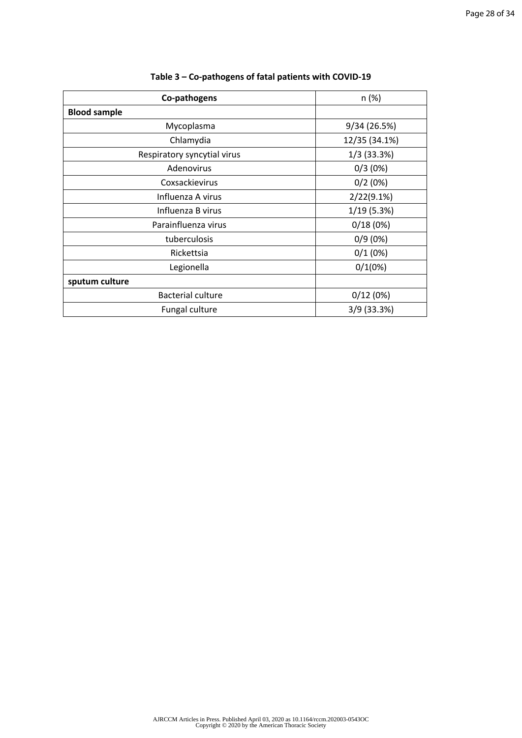**Table 3 – Co-pathogens of fatal patients with COVID-19**

| Co-pathogens | n (%) |
|---|---|
| **Blood sample** | |
| Mycoplasma | 9/34 (26.5%) |
| Chlamydia | 12/35 (34.1%) |
| Respiratory syncytial virus | 1/3 (33.3%) |
| Adenovirus | 0/3 (0%) |
| Coxsackievirus | 0/2 (0%) |
| Influenza A virus | 2/22(9.1%) |
| Influenza B virus | 1/19 (5.3%) |
| Parainfluenza virus | 0/18 (0%) |
| tuberculosis | 0/9 (0%) |
| Rickettsia | 0/1 (0%) |
| Legionella | 0/1(0%) |
| **sputum culture** | |
| Bacterial culture | 0/12 (0%) |
| Fungal culture | 3/9 (33.3%) |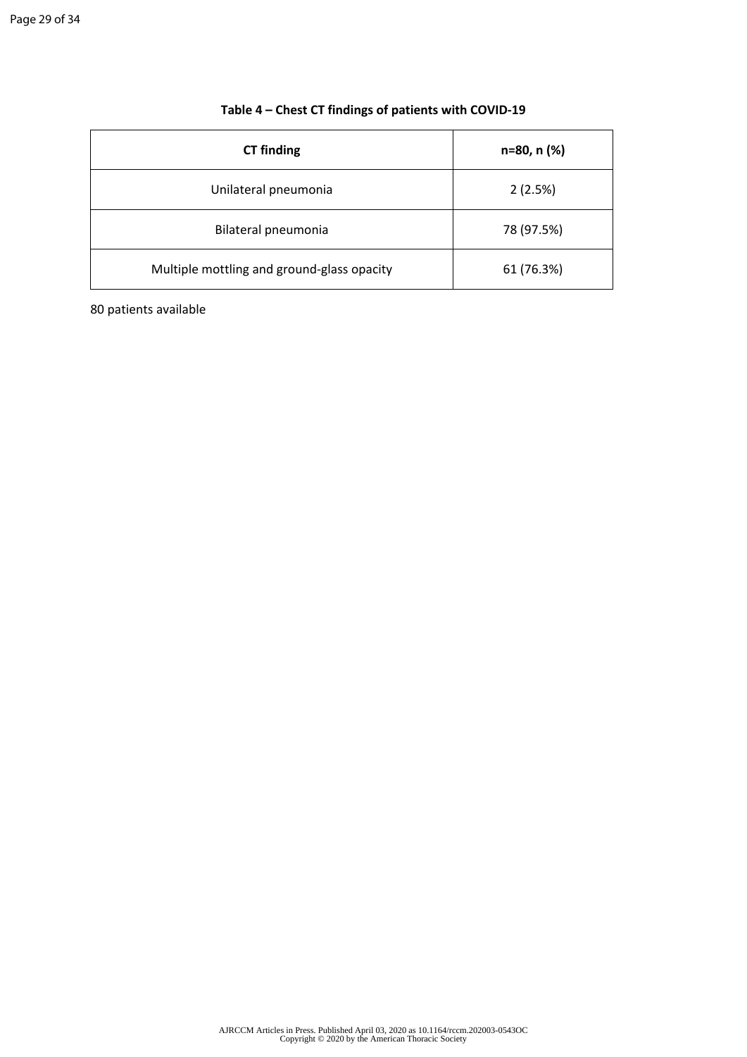**Table 4 – Chest CT findings of patients with COVID-19**

| CT finding | n=80, n (%) |
|---|---|
| Unilateral pneumonia | 2 (2.5%) |
| Bilateral pneumonia | 78 (97.5%) |
| Multiple mottling and ground-glass opacity | 61 (76.3%) |

80 patients available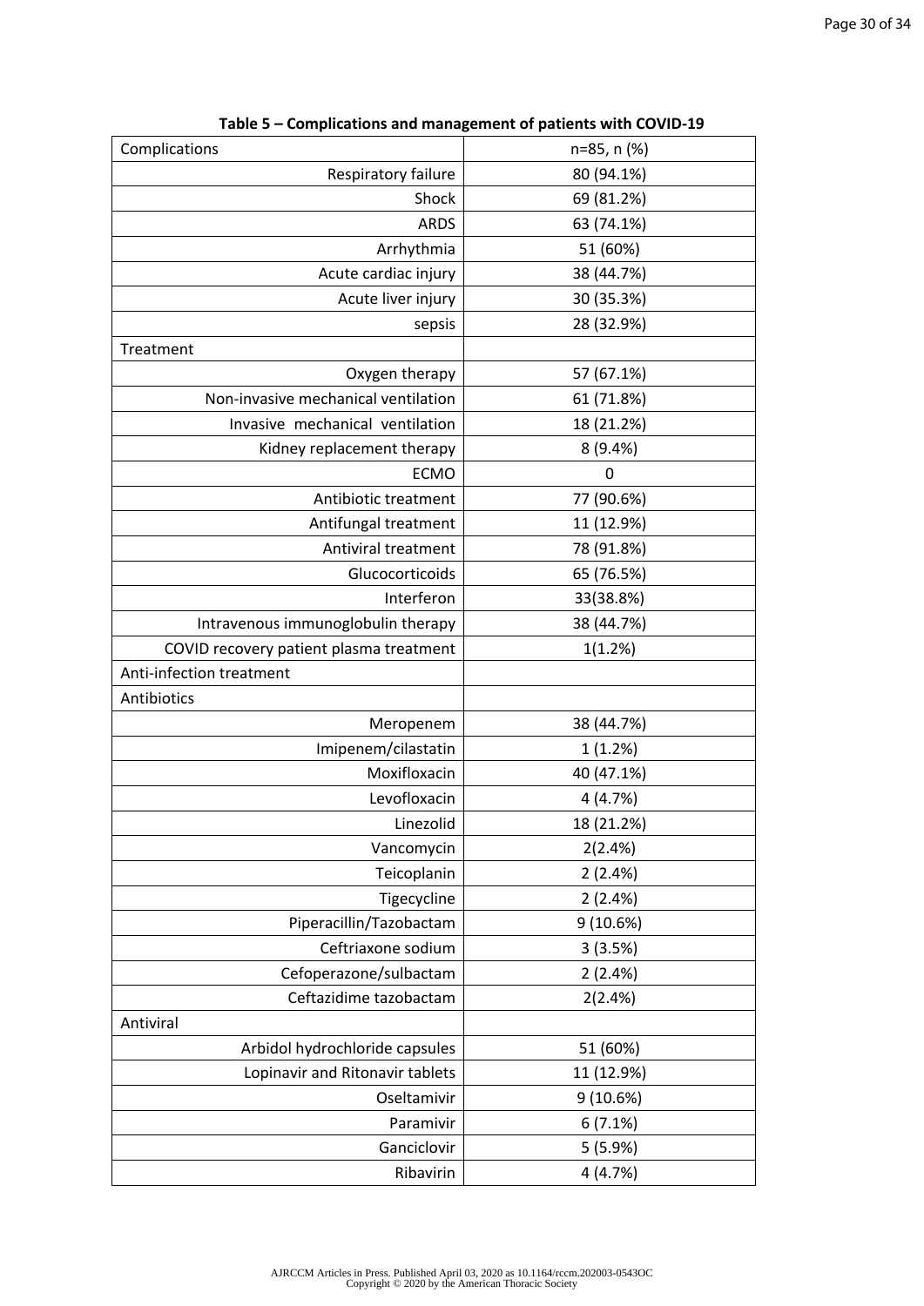**Table 5 – Complications and management of patients with COVID-19**

| Complications | n=85, n (%) |
|---|---|
| Respiratory failure | 80 (94.1%) |
| Shock | 69 (81.2%) |
| ARDS | 63 (74.1%) |
| Arrhythmia | 51 (60%) |
| Acute cardiac injury | 38 (44.7%) |
| Acute liver injury | 30 (35.3%) |
| sepsis | 28 (32.9%) |
| Treatment | |
| Oxygen therapy | 57 (67.1%) |
| Non-invasive mechanical ventilation | 61 (71.8%) |
| Invasive mechanical ventilation | 18 (21.2%) |
| Kidney replacement therapy | 8 (9.4%) |
| ECMO | 0 |
| Antibiotic treatment | 77 (90.6%) |
| Antifungal treatment | 11 (12.9%) |
| Antiviral treatment | 78 (91.8%) |
| Glucocorticoids | 65 (76.5%) |
| Interferon | 33(38.8%) |
| Intravenous immunoglobulin therapy | 38 (44.7%) |
| COVID recovery patient plasma treatment | 1(1.2%) |
| Anti-infection treatment | |
| Antibiotics | |
| Meropenem | 38 (44.7%) |
| Imipenem/cilastatin | 1 (1.2%) |
| Moxifloxacin | 40 (47.1%) |
| Levofloxacin | 4 (4.7%) |
| Linezolid | 18 (21.2%) |
| Vancomycin | 2(2.4%) |
| Teicoplanin | 2 (2.4%) |
| Tigecycline | 2 (2.4%) |
| Piperacillin/Tazobactam | 9 (10.6%) |
| Ceftriaxone sodium | 3 (3.5%) |
| Cefoperazone/sulbactam | 2 (2.4%) |
| Ceftazidime tazobactam | 2(2.4%) |
| Antiviral | |
| Arbidol hydrochloride capsules | 51 (60%) |
| Lopinavir and Ritonavir tablets | 11 (12.9%) |
| Oseltamivir | 9 (10.6%) |
| Paramivir | 6 (7.1%) |
| Ganciclovir | 5 (5.9%) |
| Ribavirin | 4 (4.7%) |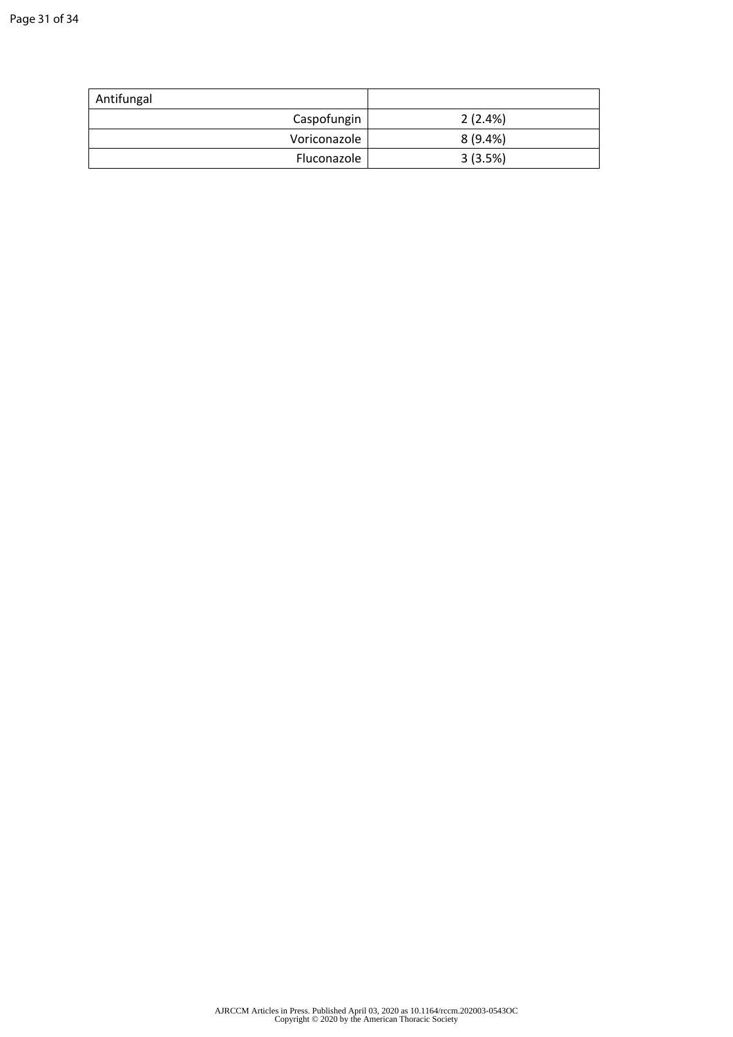| Antifungal | |
|---|---|
| Caspofungin | 2 (2.4%) |
| Voriconazole | 8 (9.4%) |
| Fluconazole | 3 (3.5%) |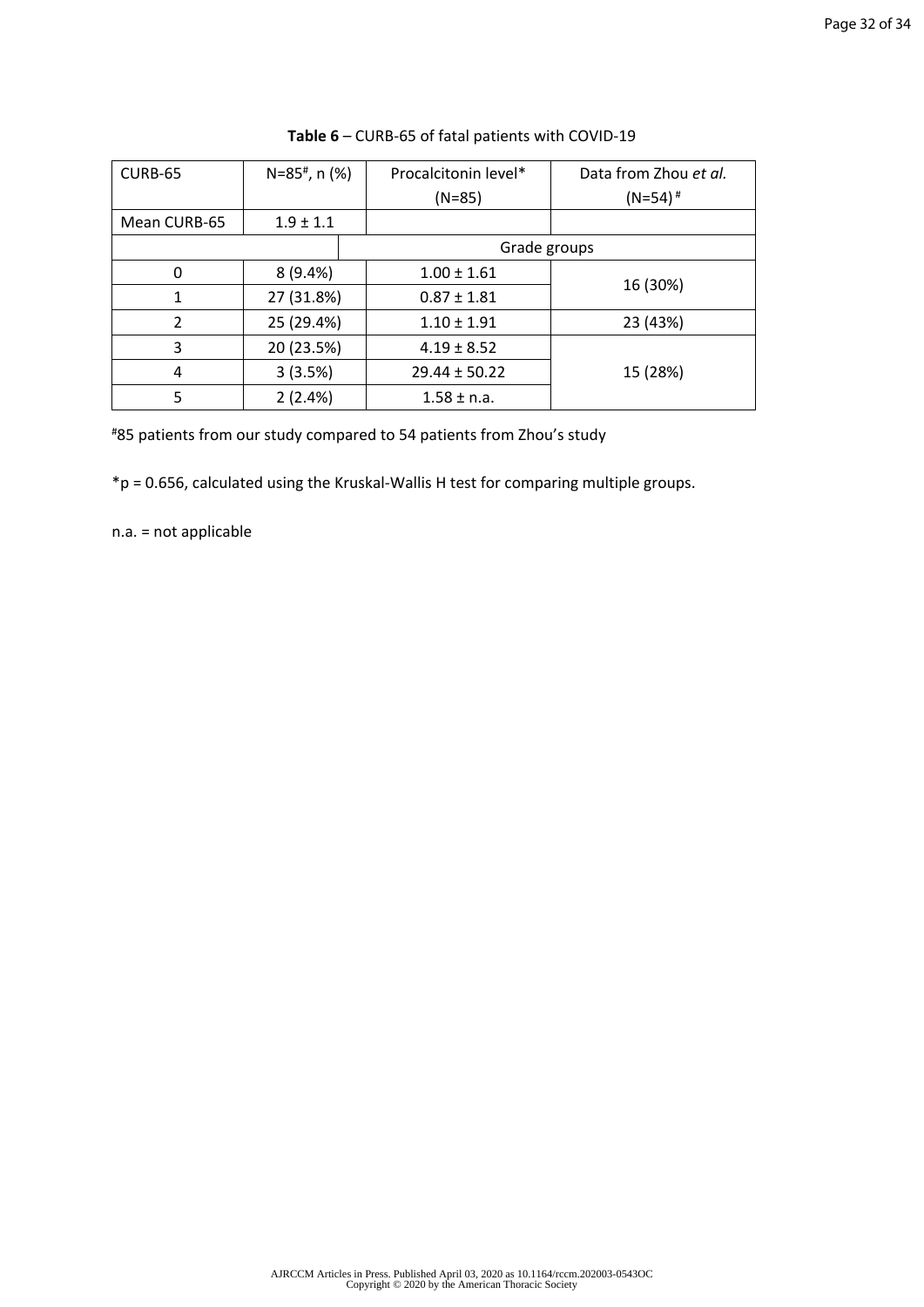**Table 6** – CURB-65 of fatal patients with COVID-19

| CURB-65 | N=85[#], n (%) | Procalcitonin level* (N=85) | Data from Zhou *et al.* (N=54)[#] |
|---|---|---|---|
| Mean CURB-65 | 1.9 ± 1.1 | | |
| | | Grade groups | |
| 0 | 8 (9.4%) | 1.00 ± 1.61 | 16 (30%) |
| 1 | 27 (31.8%) | 0.87 ± 1.81 | |
| 2 | 25 (29.4%) | 1.10 ± 1.91 | 23 (43%) |
| 3 | 20 (23.5%) | 4.19 ± 8.52 | 15 (28%) |
| 4 | 3 (3.5%) | 29.44 ± 50.22 | |
| 5 | 2 (2.4%) | 1.58 ± n.a. | |

[#]85 patients from our study compared to 54 patients from Zhou's study

*p = 0.656, calculated using the Kruskal-Wallis H test for comparing multiple groups.

n.a. = not applicable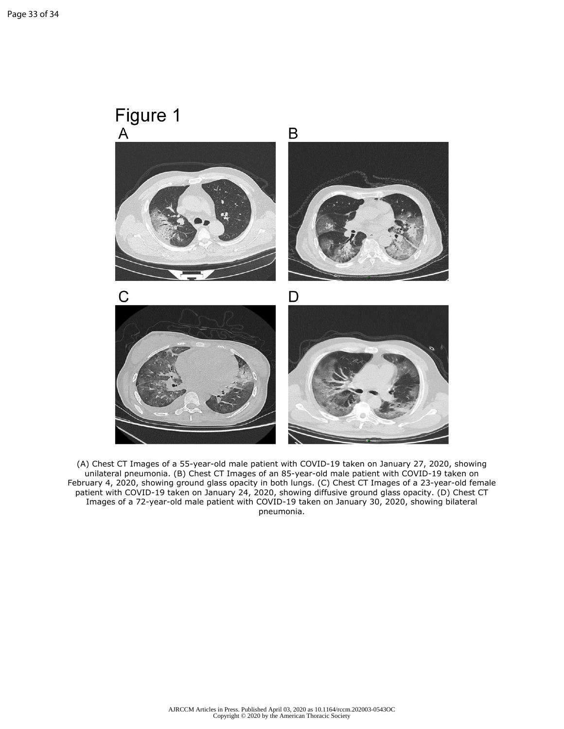# Figure 1

(A) Chest CT Images of a 55-year-old male patient with COVID-19 taken on January 27, 2020, showing unilateral pneumonia. (B) Chest CT Images of an 85-year-old male patient with COVID-19 taken on February 4, 2020, showing ground glass opacity in both lungs. (C) Chest CT Images of a 23-year-old female patient with COVID-19 taken on January 24, 2020, showing diffusive ground glass opacity. (D) Chest CT Images of a 72-year-old male patient with COVID-19 taken on January 30, 2020, showing bilateral pneumonia.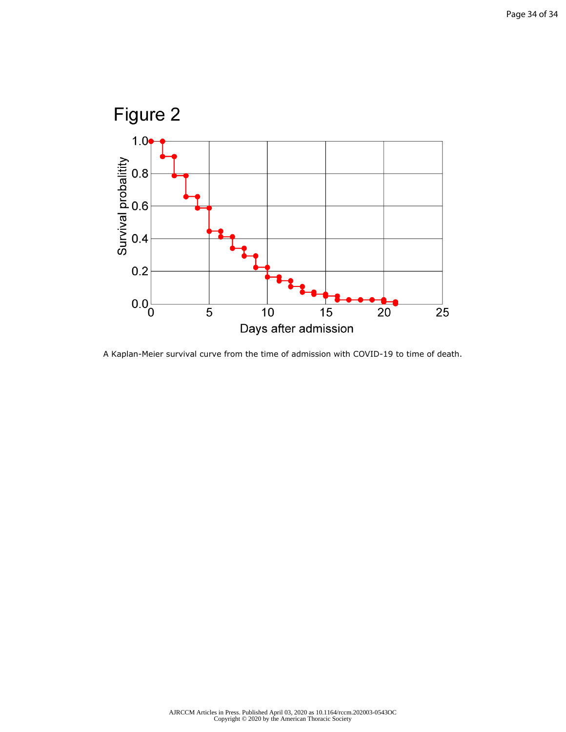# Figure 2

1.0
0.8
0.6
0.4
0.2
0.0
Survival probalitity
0
5
10
15
20
25
Days after admission

A Kaplan-Meier survival curve from the time of admission with COVID-19 to time of death.